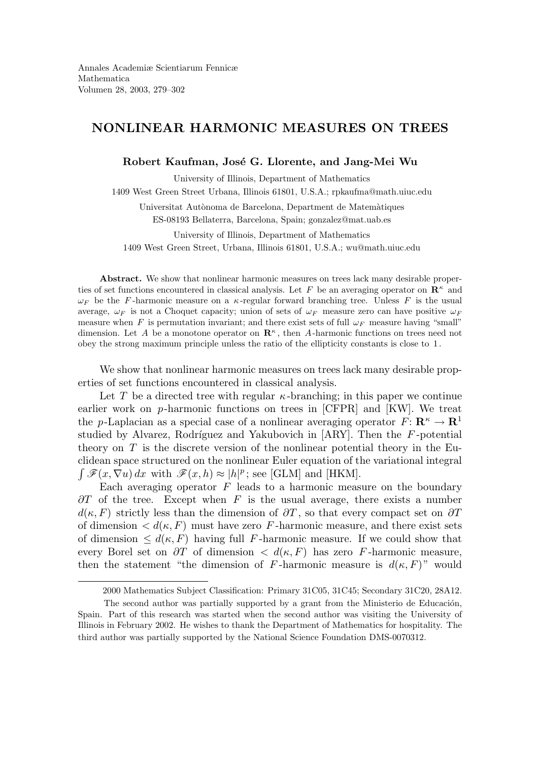# NONLINEAR HARMONIC MEASURES ON TREES

**Robert Kaufman, José G. Llorente, and Jang-Mei Wu**

University of Illinois, Department of Mathematics
1409 West Green Street Urbana, Illinois 61801, U.S.A.; rpkaufma@math.uiuc.edu

Universitat Autònoma de Barcelona, Department de Matemàtiques
ES-08193 Bellaterra, Barcelona, Spain; gonzalez@mat.uab.es

University of Illinois, Department of Mathematics
1409 West Green Street, Urbana, Illinois 61801, U.S.A.; wu@math.uiuc.edu

**Abstract.** We show that nonlinear harmonic measures on trees lack many desirable properties of set functions encountered in classical analysis. Let $F$ be an averaging operator on $\mathbf{R}^\kappa$ and $\omega_F$ be the $F$-harmonic measure on a $\kappa$-regular forward branching tree. Unless $F$ is the usual average, $\omega_F$ is not a Choquet capacity; union of sets of $\omega_F$ measure zero can have positive $\omega_F$ measure when $F$ is permutation invariant; and there exist sets of full $\omega_F$ measure having "small" dimension. Let $A$ be a monotone operator on $\mathbf{R}^\kappa$, then $A$-harmonic functions on trees need not obey the strong maximum principle unless the ratio of the ellipticity constants is close to $1$.

We show that nonlinear harmonic measures on trees lack many desirable properties of set functions encountered in classical analysis.

Let $T$ be a directed tree with regular $\kappa$-branching; in this paper we continue earlier work on $p$-harmonic functions on trees in [CFPR] and [KW]. We treat the $p$-Laplacian as a special case of a nonlinear averaging operator $F\colon \mathbf{R}^\kappa \to \mathbf{R}^1$ studied by Alvarez, Rodríguez and Yakubovich in [ARY]. Then the $F$-potential theory on $T$ is the discrete version of the nonlinear potential theory in the Euclidean space structured on the nonlinear Euler equation of the variational integral $\int \mathscr{F}(x, \nabla u)\, dx$ with $\mathscr{F}(x,h) \approx |h|^p$; see [GLM] and [HKM].

Each averaging operator $F$ leads to a harmonic measure on the boundary $\partial T$ of the tree. Except when $F$ is the usual average, there exists a number $d(\kappa, F)$ strictly less than the dimension of $\partial T$, so that every compact set on $\partial T$ of dimension $< d(\kappa, F)$ must have zero $F$-harmonic measure, and there exist sets of dimension $\le d(\kappa, F)$ having full $F$-harmonic measure. If we could show that every Borel set on $\partial T$ of dimension $< d(\kappa, F)$ has zero $F$-harmonic measure, then the statement "the dimension of $F$-harmonic measure is $d(\kappa, F)$" would

---

2000 Mathematics Subject Classification: Primary 31C05, 31C45; Secondary 31C20, 28A12.

The second author was partially supported by a grant from the Ministerio de Educación, Spain. Part of this research was started when the second author was visiting the University of Illinois in February 2002. He wishes to thank the Department of Mathematics for hospitality. The third author was partially supported by the National Science Foundation DMS-0070312.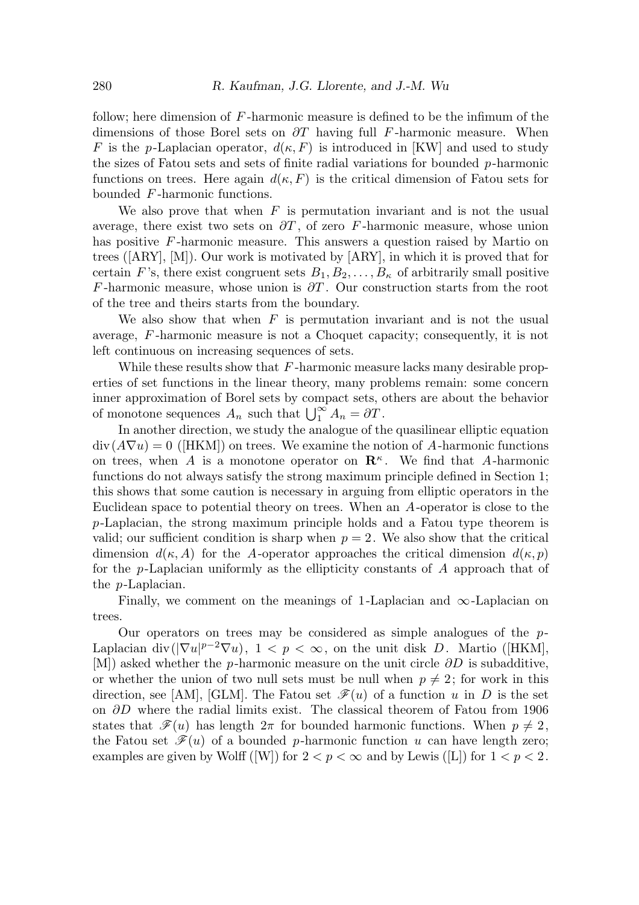follow; here dimension of $F$-harmonic measure is defined to be the infimum of the dimensions of those Borel sets on $\partial T$ having full $F$-harmonic measure. When $F$ is the $p$-Laplacian operator, $d(\kappa, F)$ is introduced in [KW] and used to study the sizes of Fatou sets and sets of finite radial variations for bounded $p$-harmonic functions on trees. Here again $d(\kappa, F)$ is the critical dimension of Fatou sets for bounded $F$-harmonic functions.

We also prove that when $F$ is permutation invariant and is not the usual average, there exist two sets on $\partial T$, of zero $F$-harmonic measure, whose union has positive $F$-harmonic measure. This answers a question raised by Martio on trees ([ARY], [M]). Our work is motivated by [ARY], in which it is proved that for certain $F$'s, there exist congruent sets $B_1, B_2, \dots, B_\kappa$ of arbitrarily small positive $F$-harmonic measure, whose union is $\partial T$. Our construction starts from the root of the tree and theirs starts from the boundary.

We also show that when $F$ is permutation invariant and is not the usual average, $F$-harmonic measure is not a Choquet capacity; consequently, it is not left continuous on increasing sequences of sets.

While these results show that $F$-harmonic measure lacks many desirable properties of set functions in the linear theory, many problems remain: some concern inner approximation of Borel sets by compact sets, others are about the behavior of monotone sequences $A_n$ such that $\bigcup_1^\infty A_n = \partial T$.

In another direction, we study the analogue of the quasilinear elliptic equation $\operatorname{div}(A\nabla u) = 0$ ([HKM]) on trees. We examine the notion of $A$-harmonic functions on trees, when $A$ is a monotone operator on $\mathbf{R}^\kappa$. We find that $A$-harmonic functions do not always satisfy the strong maximum principle defined in Section 1; this shows that some caution is necessary in arguing from elliptic operators in the Euclidean space to potential theory on trees. When an $A$-operator is close to the $p$-Laplacian, the strong maximum principle holds and a Fatou type theorem is valid; our sufficient condition is sharp when $p = 2$. We also show that the critical dimension $d(\kappa, A)$ for the $A$-operator approaches the critical dimension $d(\kappa, p)$ for the $p$-Laplacian uniformly as the ellipticity constants of $A$ approach that of the $p$-Laplacian.

Finally, we comment on the meanings of 1-Laplacian and $\infty$-Laplacian on trees.

Our operators on trees may be considered as simple analogues of the $p$-Laplacian $\operatorname{div}(|\nabla u|^{p-2}\nabla u)$, $1 < p < \infty$, on the unit disk $D$. Martio ([HKM], [M]) asked whether the $p$-harmonic measure on the unit circle $\partial D$ is subadditive, or whether the union of two null sets must be null when $p \neq 2$; for work in this direction, see [AM], [GLM]. The Fatou set $\mathscr{F}(u)$ of a function $u$ in $D$ is the set on $\partial D$ where the radial limits exist. The classical theorem of Fatou from 1906 states that $\mathscr{F}(u)$ has length $2\pi$ for bounded harmonic functions. When $p \neq 2$, the Fatou set $\mathscr{F}(u)$ of a bounded $p$-harmonic function $u$ can have length zero; examples are given by Wolff ([W]) for $2 < p < \infty$ and by Lewis ([L]) for $1 < p < 2$.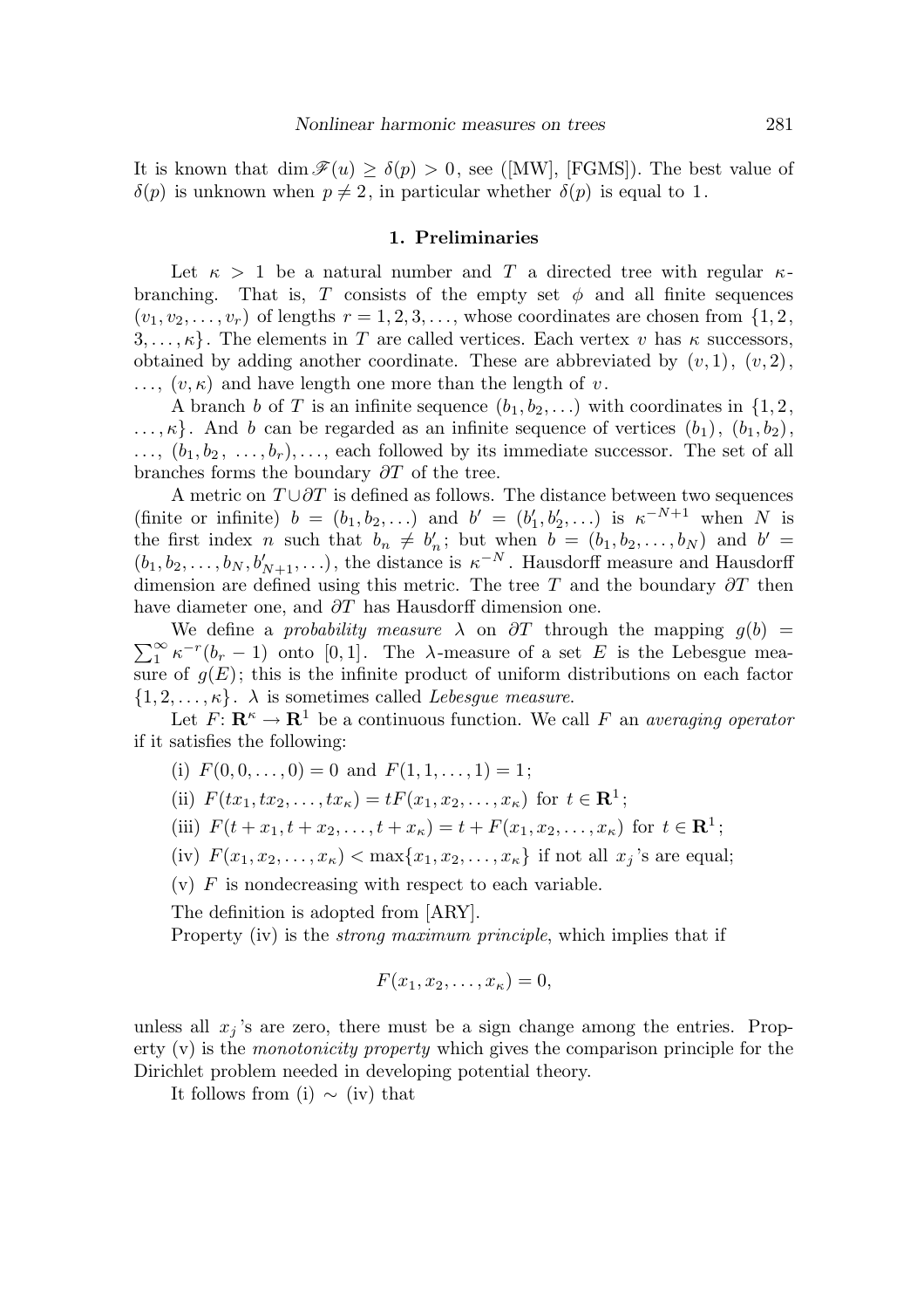It is known that $\dim \mathscr{F}(u) \geq \delta(p) > 0$, see ([MW], [FGMS]). The best value of $\delta(p)$ is unknown when $p \neq 2$, in particular whether $\delta(p)$ is equal to 1.

## 1. Preliminaries

Let $\kappa > 1$ be a natural number and $T$ a directed tree with regular $\kappa$-branching. That is, $T$ consists of the empty set $\phi$ and all finite sequences $(v_1, v_2, \ldots, v_r)$ of lengths $r = 1, 2, 3, \ldots$, whose coordinates are chosen from $\{1, 2, 3, \ldots, \kappa\}$. The elements in $T$ are called vertices. Each vertex $v$ has $\kappa$ successors, obtained by adding another coordinate. These are abbreviated by $(v, 1)$, $(v, 2)$, $\ldots$, $(v, \kappa)$ and have length one more than the length of $v$.

A branch $b$ of $T$ is an infinite sequence $(b_1, b_2, \ldots)$ with coordinates in $\{1, 2, \ldots, \kappa\}$. And $b$ can be regarded as an infinite sequence of vertices $(b_1)$, $(b_1, b_2)$, $\ldots$, $(b_1, b_2, \ldots, b_r), \ldots$, each followed by its immediate successor. The set of all branches forms the boundary $\partial T$ of the tree.

A metric on $T \cup \partial T$ is defined as follows. The distance between two sequences (finite or infinite) $b = (b_1, b_2, \ldots)$ and $b' = (b'_1, b'_2, \ldots)$ is $\kappa^{-N+1}$ when $N$ is the first index $n$ such that $b_n \neq b'_n$; but when $b = (b_1, b_2, \ldots, b_N)$ and $b' = (b_1, b_2, \ldots, b_N, b'_{N+1}, \ldots)$, the distance is $\kappa^{-N}$. Hausdorff measure and Hausdorff dimension are defined using this metric. The tree $T$ and the boundary $\partial T$ then have diameter one, and $\partial T$ has Hausdorff dimension one.

We define a *probability measure* $\lambda$ on $\partial T$ through the mapping $g(b) = \sum_1^\infty \kappa^{-r}(b_r - 1)$ onto $[0, 1]$. The $\lambda$-measure of a set $E$ is the Lebesgue measure of $g(E)$; this is the infinite product of uniform distributions on each factor $\{1, 2, \ldots, \kappa\}$. $\lambda$ is sometimes called *Lebesgue measure*.

Let $F\colon \mathbf{R}^\kappa \to \mathbf{R}^1$ be a continuous function. We call $F$ an *averaging operator* if it satisfies the following:

(i) $F(0, 0, \ldots, 0) = 0$ and $F(1, 1, \ldots, 1) = 1$;

(ii) $F(tx_1, tx_2, \ldots, tx_\kappa) = tF(x_1, x_2, \ldots, x_\kappa)$ for $t \in \mathbf{R}^1$;

(iii) $F(t + x_1, t + x_2, \ldots, t + x_\kappa) = t + F(x_1, x_2, \ldots, x_\kappa)$ for $t \in \mathbf{R}^1$;

(iv) $F(x_1, x_2, \ldots, x_\kappa) < \max\{x_1, x_2, \ldots, x_\kappa\}$ if not all $x_j$'s are equal;

(v) $F$ is nondecreasing with respect to each variable.

The definition is adopted from [ARY].

Property (iv) is the *strong maximum principle*, which implies that if

$$F(x_1, x_2, \ldots, x_\kappa) = 0,$$

unless all $x_j$'s are zero, there must be a sign change among the entries. Property (v) is the *monotonicity property* which gives the comparison principle for the Dirichlet problem needed in developing potential theory.

It follows from (i) $\sim$ (iv) that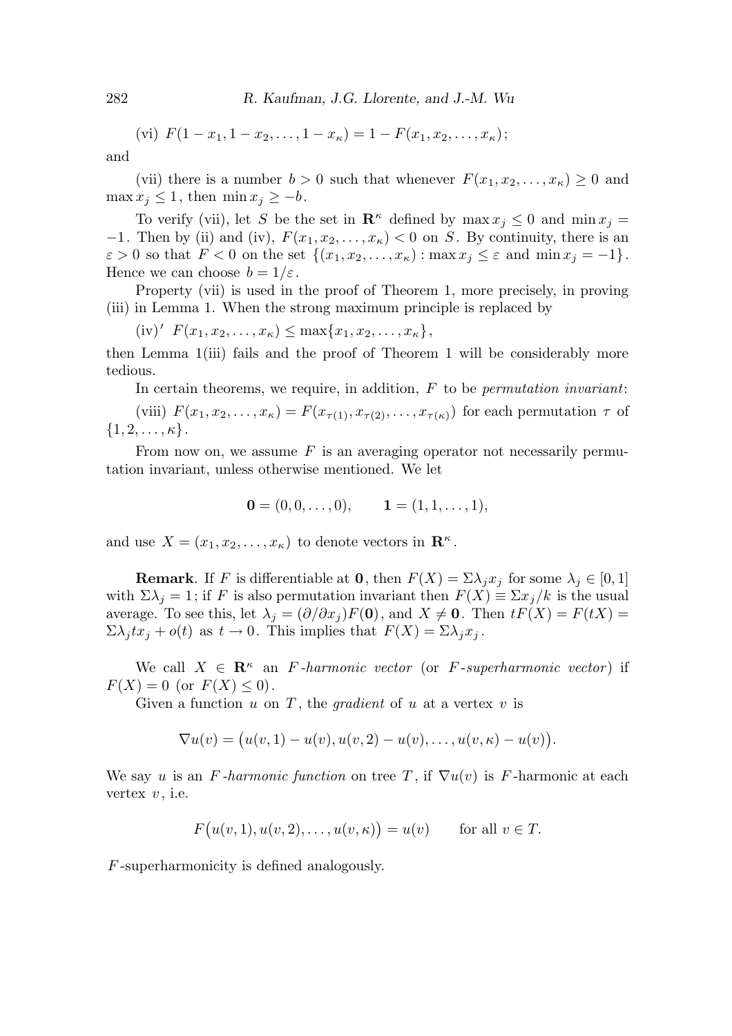(vi) $F(1-x_1, 1-x_2, \ldots, 1-x_\kappa) = 1 - F(x_1, x_2, \ldots, x_\kappa)$;

and

(vii) there is a number $b > 0$ such that whenever $F(x_1, x_2, \ldots, x_\kappa) \geq 0$ and $\max x_j \leq 1$, then $\min x_j \geq -b$.

To verify (vii), let $S$ be the set in $\mathbf{R}^\kappa$ defined by $\max x_j \leq 0$ and $\min x_j = -1$. Then by (ii) and (iv), $F(x_1, x_2, \ldots, x_\kappa) < 0$ on $S$. By continuity, there is an $\varepsilon > 0$ so that $F < 0$ on the set $\{(x_1, x_2, \ldots, x_\kappa) : \max x_j \leq \varepsilon \text{ and } \min x_j = -1\}$. Hence we can choose $b = 1/\varepsilon$.

Property (vii) is used in the proof of Theorem 1, more precisely, in proving (iii) in Lemma 1. When the strong maximum principle is replaced by

(iv)′ $F(x_1, x_2, \ldots, x_\kappa) \leq \max\{x_1, x_2, \ldots, x_\kappa\}$,

then Lemma 1(iii) fails and the proof of Theorem 1 will be considerably more tedious.

In certain theorems, we require, in addition, $F$ to be *permutation invariant*:

(viii) $F(x_1, x_2, \ldots, x_\kappa) = F(x_{\tau(1)}, x_{\tau(2)}, \ldots, x_{\tau(\kappa)})$ for each permutation $\tau$ of $\{1, 2, \ldots, \kappa\}$.

From now on, we assume $F$ is an averaging operator not necessarily permutation invariant, unless otherwise mentioned. We let

$$\mathbf{0} = (0, 0, \ldots, 0), \qquad \mathbf{1} = (1, 1, \ldots, 1),$$

and use $X = (x_1, x_2, \ldots, x_\kappa)$ to denote vectors in $\mathbf{R}^\kappa$.

**Remark**. If $F$ is differentiable at $\mathbf{0}$, then $F(X) = \Sigma \lambda_j x_j$ for some $\lambda_j \in [0,1]$ with $\Sigma \lambda_j = 1$; if $F$ is also permutation invariant then $F(X) \equiv \Sigma x_j / k$ is the usual average. To see this, let $\lambda_j = (\partial/\partial x_j) F(\mathbf{0})$, and $X \neq \mathbf{0}$. Then $tF(X) = F(tX) = \Sigma \lambda_j t x_j + o(t)$ as $t \to 0$. This implies that $F(X) = \Sigma \lambda_j x_j$.

We call $X \in \mathbf{R}^\kappa$ an *$F$-harmonic vector* (or *$F$-superharmonic vector*) if $F(X) = 0$ (or $F(X) \leq 0$).

Given a function $u$ on $T$, the *gradient* of $u$ at a vertex $v$ is

$$\nabla u(v) = \big(u(v,1) - u(v), u(v,2) - u(v), \ldots, u(v,\kappa) - u(v)\big).$$

We say $u$ is an *$F$-harmonic function* on tree $T$, if $\nabla u(v)$ is $F$-harmonic at each vertex $v$, i.e.

$$F\big(u(v,1), u(v,2), \ldots, u(v,\kappa)\big) = u(v) \qquad \text{for all } v \in T.$$

$F$-superharmonicity is defined analogously.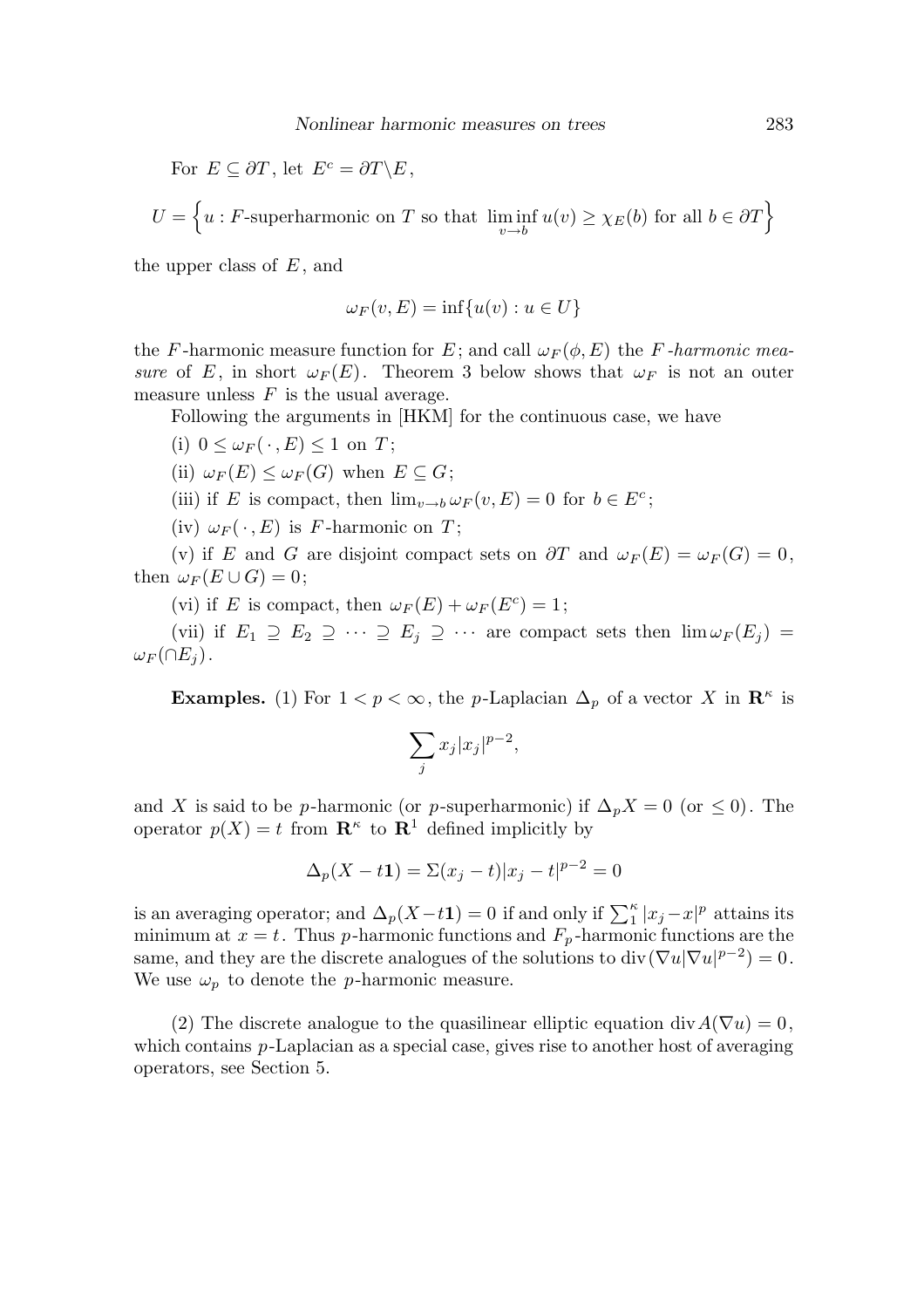For $E \subseteq \partial T$, let $E^c = \partial T \backslash E$,

$$U = \Big\{ u : F\text{-superharmonic on } T \text{ so that } \liminf_{v \to b} u(v) \geq \chi_E(b) \text{ for all } b \in \partial T \Big\}$$

the upper class of $E$, and

$$\omega_F(v, E) = \inf\{u(v) : u \in U\}$$

the $F$-harmonic measure function for $E$; and call $\omega_F(\phi, E)$ the *$F$-harmonic measure* of $E$, in short $\omega_F(E)$. Theorem 3 below shows that $\omega_F$ is not an outer measure unless $F$ is the usual average.

Following the arguments in [HKM] for the continuous case, we have

(i) $0 \leq \omega_F(\,\cdot\,, E) \leq 1$ on $T$;

(ii) $\omega_F(E) \leq \omega_F(G)$ when $E \subseteq G$;

(iii) if $E$ is compact, then $\lim_{v \to b} \omega_F(v, E) = 0$ for $b \in E^c$;

(iv) $\omega_F(\,\cdot\,, E)$ is $F$-harmonic on $T$;

(v) if $E$ and $G$ are disjoint compact sets on $\partial T$ and $\omega_F(E) = \omega_F(G) = 0$, then $\omega_F(E \cup G) = 0$;

(vi) if $E$ is compact, then $\omega_F(E) + \omega_F(E^c) = 1$;

(vii) if $E_1 \supseteq E_2 \supseteq \cdots \supseteq E_j \supseteq \cdots$ are compact sets then $\lim \omega_F(E_j) = \omega_F(\cap E_j)$.

**Examples.** (1) For $1 < p < \infty$, the $p$-Laplacian $\Delta_p$ of a vector $X$ in $\mathbf{R}^\kappa$ is

$$\sum_j x_j |x_j|^{p-2},$$

and $X$ is said to be $p$-harmonic (or $p$-superharmonic) if $\Delta_p X = 0$ (or $\leq 0$). The operator $p(X) = t$ from $\mathbf{R}^\kappa$ to $\mathbf{R}^1$ defined implicitly by

$$\Delta_p(X - t\mathbf{1}) = \Sigma(x_j - t)|x_j - t|^{p-2} = 0$$

is an averaging operator; and $\Delta_p(X - t\mathbf{1}) = 0$ if and only if $\sum_1^\kappa |x_j - x|^p$ attains its minimum at $x = t$. Thus $p$-harmonic functions and $F_p$-harmonic functions are the same, and they are the discrete analogues of the solutions to $\operatorname{div}(\nabla u |\nabla u|^{p-2}) = 0$. We use $\omega_p$ to denote the $p$-harmonic measure.

(2) The discrete analogue to the quasilinear elliptic equation $\operatorname{div} A(\nabla u) = 0$, which contains $p$-Laplacian as a special case, gives rise to another host of averaging operators, see Section 5.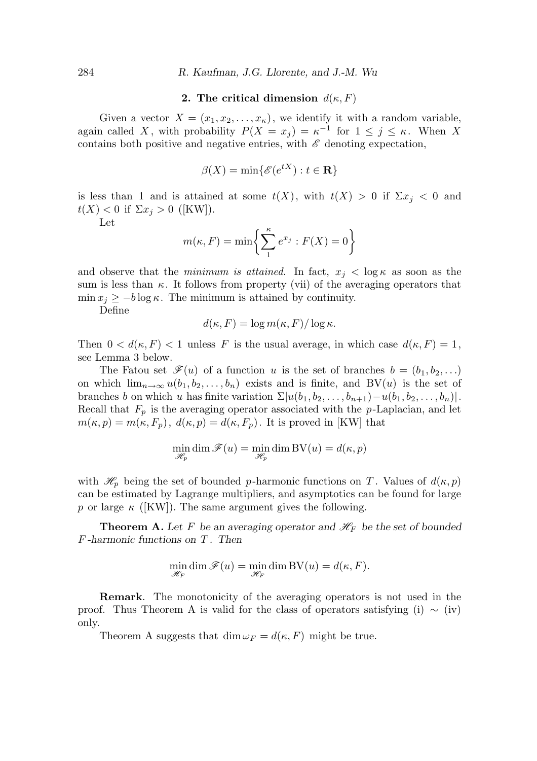## 2. The critical dimension $d(\kappa, F)$

Given a vector $X = (x_1, x_2, \dots, x_\kappa)$, we identify it with a random variable, again called $X$, with probability $P(X = x_j) = \kappa^{-1}$ for $1 \le j \le \kappa$. When $X$ contains both positive and negative entries, with $\mathscr{E}$ denoting expectation,

$$\beta(X) = \min\{\mathscr{E}(e^{tX}) : t \in \mathbf{R}\}$$

is less than 1 and is attained at some $t(X)$, with $t(X) > 0$ if $\Sigma x_j < 0$ and $t(X) < 0$ if $\Sigma x_j > 0$ ([KW]).

Let

$$m(\kappa, F) = \min\biggl\{\sum_1^\kappa e^{x_j} : F(X) = 0\biggr\}$$

and observe that the *minimum is attained*. In fact, $x_j < \log \kappa$ as soon as the sum is less than $\kappa$. It follows from property (vii) of the averaging operators that $\min x_j \ge -b \log \kappa$. The minimum is attained by continuity.

Define

$$d(\kappa, F) = \log m(\kappa, F)/\log \kappa.$$

Then $0 < d(\kappa, F) < 1$ unless $F$ is the usual average, in which case $d(\kappa, F) = 1$, see Lemma 3 below.

The Fatou set $\mathscr{F}(u)$ of a function $u$ is the set of branches $b = (b_1, b_2, \dots)$ on which $\lim_{n\to\infty} u(b_1, b_2, \dots, b_n)$ exists and is finite, and $\mathrm{BV}(u)$ is the set of branches $b$ on which $u$ has finite variation $\Sigma|u(b_1, b_2, \dots, b_{n+1}) - u(b_1, b_2, \dots, b_n)|$. Recall that $F_p$ is the averaging operator associated with the $p$-Laplacian, and let $m(\kappa, p) = m(\kappa, F_p)$, $d(\kappa, p) = d(\kappa, F_p)$. It is proved in [KW] that

$$\min_{\mathscr{H}_p} \dim \mathscr{F}(u) = \min_{\mathscr{H}_p} \dim \mathrm{BV}(u) = d(\kappa, p)$$

with $\mathscr{H}_p$ being the set of bounded $p$-harmonic functions on $T$. Values of $d(\kappa, p)$ can be estimated by Lagrange multipliers, and asymptotics can be found for large $p$ or large $\kappa$ ([KW]). The same argument gives the following.

**Theorem A.** *Let $F$ be an averaging operator and $\mathscr{H}_F$ be the set of bounded $F$-harmonic functions on $T$. Then*

$$\min_{\mathscr{H}_F} \dim \mathscr{F}(u) = \min_{\mathscr{H}_F} \dim \mathrm{BV}(u) = d(\kappa, F).$$

**Remark**. The monotonicity of the averaging operators is not used in the proof. Thus Theorem A is valid for the class of operators satisfying (i) $\sim$ (iv) only.

Theorem A suggests that $\dim \omega_F = d(\kappa, F)$ might be true.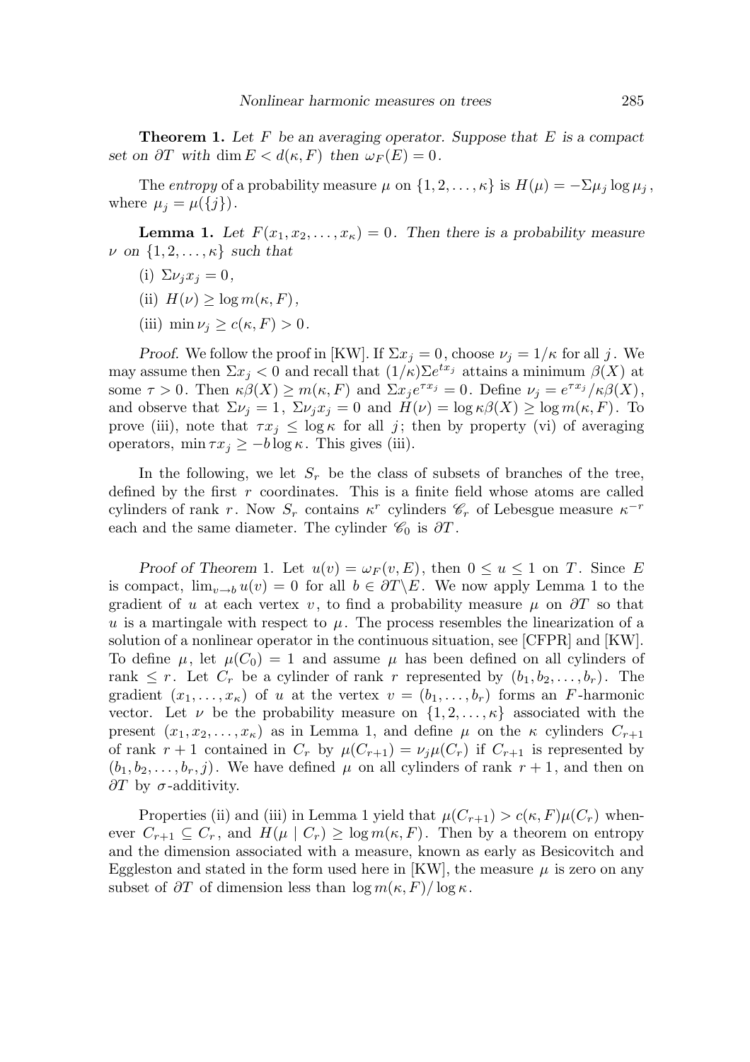**Theorem 1.** *Let $F$ be an averaging operator. Suppose that $E$ is a compact set on $\partial T$ with $\dim E < d(\kappa, F)$ then $\omega_F(E) = 0$.*

The *entropy* of a probability measure $\mu$ on $\{1, 2, \ldots, \kappa\}$ is $H(\mu) = -\Sigma \mu_j \log \mu_j$, where $\mu_j = \mu(\{j\})$.

**Lemma 1.** *Let $F(x_1, x_2, \ldots, x_\kappa) = 0$. Then there is a probability measure $\nu$ on $\{1, 2, \ldots, \kappa\}$ such that*

(i) $\Sigma \nu_j x_j = 0$,

(ii) $H(\nu) \geq \log m(\kappa, F)$,

(iii) $\min \nu_j \geq c(\kappa, F) > 0$.

*Proof.* We follow the proof in [KW]. If $\Sigma x_j = 0$, choose $\nu_j = 1/\kappa$ for all $j$. We may assume then $\Sigma x_j < 0$ and recall that $(1/\kappa)\Sigma e^{t x_j}$ attains a minimum $\beta(X)$ at some $\tau > 0$. Then $\kappa \beta(X) \geq m(\kappa, F)$ and $\Sigma x_j e^{\tau x_j} = 0$. Define $\nu_j = e^{\tau x_j}/\kappa \beta(X)$, and observe that $\Sigma \nu_j = 1$, $\Sigma \nu_j x_j = 0$ and $H(\nu) = \log \kappa \beta(X) \geq \log m(\kappa, F)$. To prove (iii), note that $\tau x_j \leq \log \kappa$ for all $j$; then by property (vi) of averaging operators, $\min \tau x_j \geq -b \log \kappa$. This gives (iii).

In the following, we let $S_r$ be the class of subsets of branches of the tree, defined by the first $r$ coordinates. This is a finite field whose atoms are called cylinders of rank $r$. Now $S_r$ contains $\kappa^r$ cylinders $\mathscr{C}_r$ of Lebesgue measure $\kappa^{-r}$ each and the same diameter. The cylinder $\mathscr{C}_0$ is $\partial T$.

*Proof of Theorem* 1. Let $u(v) = \omega_F(v, E)$, then $0 \leq u \leq 1$ on $T$. Since $E$ is compact, $\lim_{v \to b} u(v) = 0$ for all $b \in \partial T \backslash E$. We now apply Lemma 1 to the gradient of $u$ at each vertex $v$, to find a probability measure $\mu$ on $\partial T$ so that $u$ is a martingale with respect to $\mu$. The process resembles the linearization of a solution of a nonlinear operator in the continuous situation, see [CFPR] and [KW]. To define $\mu$, let $\mu(C_0) = 1$ and assume $\mu$ has been defined on all cylinders of rank $\leq r$. Let $C_r$ be a cylinder of rank $r$ represented by $(b_1, b_2, \ldots, b_r)$. The gradient $(x_1, \ldots, x_\kappa)$ of $u$ at the vertex $v = (b_1, \ldots, b_r)$ forms an $F$-harmonic vector. Let $\nu$ be the probability measure on $\{1, 2, \ldots, \kappa\}$ associated with the present $(x_1, x_2, \ldots, x_\kappa)$ as in Lemma 1, and define $\mu$ on the $\kappa$ cylinders $C_{r+1}$ of rank $r+1$ contained in $C_r$ by $\mu(C_{r+1}) = \nu_j \mu(C_r)$ if $C_{r+1}$ is represented by $(b_1, b_2, \ldots, b_r, j)$. We have defined $\mu$ on all cylinders of rank $r+1$, and then on $\partial T$ by $\sigma$-additivity.

Properties (ii) and (iii) in Lemma 1 yield that $\mu(C_{r+1}) > c(\kappa, F)\mu(C_r)$ whenever $C_{r+1} \subseteq C_r$, and $H(\mu \mid C_r) \geq \log m(\kappa, F)$. Then by a theorem on entropy and the dimension associated with a measure, known as early as Besicovitch and Eggleston and stated in the form used here in [KW], the measure $\mu$ is zero on any subset of $\partial T$ of dimension less than $\log m(\kappa, F)/\log \kappa$.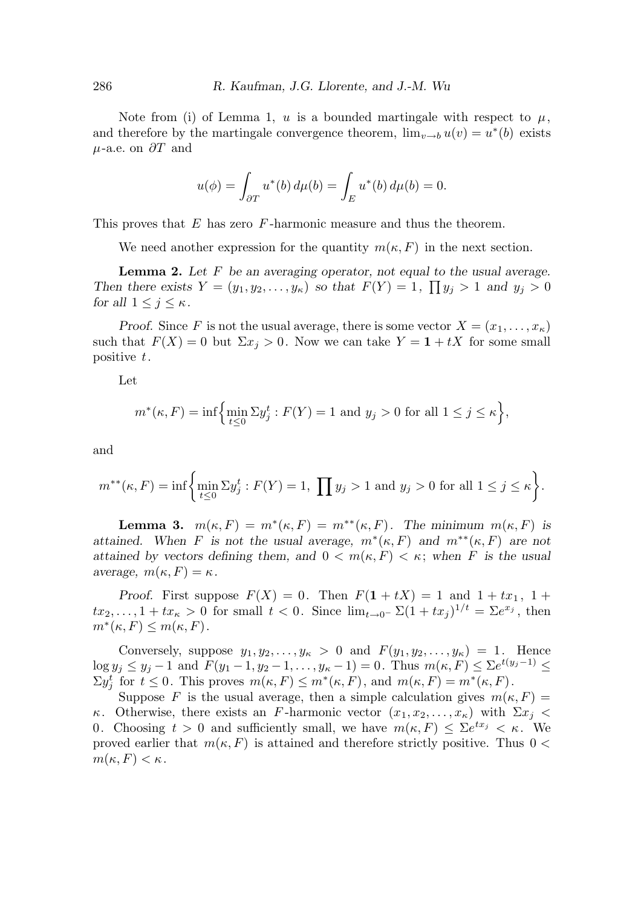Note from (i) of Lemma 1, $u$ is a bounded martingale with respect to $\mu$, and therefore by the martingale convergence theorem, $\lim_{v\to b} u(v) = u^*(b)$ exists $\mu$-a.e. on $\partial T$ and

$$u(\phi) = \int_{\partial T} u^*(b)\, d\mu(b) = \int_E u^*(b)\, d\mu(b) = 0.$$

This proves that $E$ has zero $F$-harmonic measure and thus the theorem.

We need another expression for the quantity $m(\kappa, F)$ in the next section.

**Lemma 2.** *Let $F$ be an averaging operator, not equal to the usual average. Then there exists $Y = (y_1, y_2, \ldots, y_\kappa)$ so that $F(Y) = 1$, $\prod y_j > 1$ and $y_j > 0$ for all $1 \le j \le \kappa$.*

*Proof.* Since $F$ is not the usual average, there is some vector $X = (x_1, \ldots, x_\kappa)$ such that $F(X) = 0$ but $\Sigma x_j > 0$. Now we can take $Y = \mathbf{1} + tX$ for some small positive $t$.

Let

$$m^*(\kappa, F) = \inf\Big\{\min_{t\le 0} \Sigma y_j^t : F(Y) = 1 \text{ and } y_j > 0 \text{ for all } 1 \le j \le \kappa\Big\},$$

and

$$m^{**}(\kappa, F) = \inf\Big\{\min_{t\le 0} \Sigma y_j^t : F(Y) = 1,\ \prod y_j > 1 \text{ and } y_j > 0 \text{ for all } 1 \le j \le \kappa\Big\}.$$

**Lemma 3.** *$m(\kappa, F) = m^*(\kappa, F) = m^{**}(\kappa, F)$. The minimum $m(\kappa, F)$ is attained. When $F$ is not the usual average, $m^*(\kappa, F)$ and $m^{**}(\kappa, F)$ are not attained by vectors defining them, and $0 < m(\kappa, F) < \kappa$; when $F$ is the usual average, $m(\kappa, F) = \kappa$.*

*Proof.* First suppose $F(X) = 0$. Then $F(\mathbf{1} + tX) = 1$ and $1 + tx_1$, $1 + tx_2, \ldots, 1 + tx_\kappa > 0$ for small $t < 0$. Since $\lim_{t\to 0^-} \Sigma(1 + tx_j)^{1/t} = \Sigma e^{x_j}$, then $m^*(\kappa, F) \le m(\kappa, F)$.

Conversely, suppose $y_1, y_2, \ldots, y_\kappa > 0$ and $F(y_1, y_2, \ldots, y_\kappa) = 1$. Hence $\log y_j \le y_j - 1$ and $F(y_1 - 1, y_2 - 1, \ldots, y_\kappa - 1) = 0$. Thus $m(\kappa, F) \le \Sigma e^{t(y_j - 1)} \le \Sigma y_j^t$ for $t \le 0$. This proves $m(\kappa, F) \le m^*(\kappa, F)$, and $m(\kappa, F) = m^*(\kappa, F)$.

Suppose $F$ is the usual average, then a simple calculation gives $m(\kappa, F) = \kappa$. Otherwise, there exists an $F$-harmonic vector $(x_1, x_2, \ldots, x_\kappa)$ with $\Sigma x_j < 0$. Choosing $t > 0$ and sufficiently small, we have $m(\kappa, F) \le \Sigma e^{tx_j} < \kappa$. We proved earlier that $m(\kappa, F)$ is attained and therefore strictly positive. Thus $0 < m(\kappa, F) < \kappa$.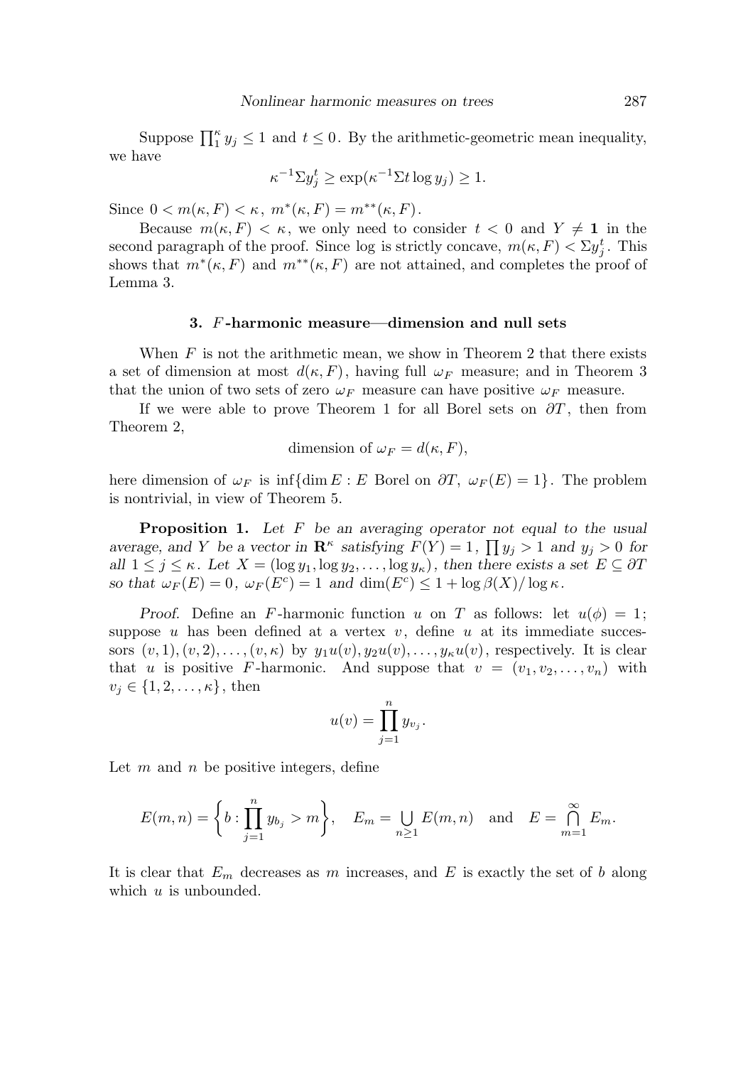Suppose $\prod_1^\kappa y_j \le 1$ and $t \le 0$. By the arithmetic-geometric mean inequality, we have

$$\kappa^{-1}\Sigma y_j^t \ge \exp(\kappa^{-1}\Sigma t \log y_j) \ge 1.$$

Since $0 < m(\kappa, F) < \kappa$, $m^*(\kappa, F) = m^{**}(\kappa, F)$.

Because $m(\kappa, F) < \kappa$, we only need to consider $t < 0$ and $Y \ne \mathbf{1}$ in the second paragraph of the proof. Since log is strictly concave, $m(\kappa, F) < \Sigma y_j^t$. This shows that $m^*(\kappa, F)$ and $m^{**}(\kappa, F)$ are not attained, and completes the proof of Lemma 3.

## 3. $F$-harmonic measure—dimension and null sets

When $F$ is not the arithmetic mean, we show in Theorem 2 that there exists a set of dimension at most $d(\kappa, F)$, having full $\omega_F$ measure; and in Theorem 3 that the union of two sets of zero $\omega_F$ measure can have positive $\omega_F$ measure.

If we were able to prove Theorem 1 for all Borel sets on $\partial T$, then from Theorem 2,

$$\text{dimension of } \omega_F = d(\kappa, F),$$

here dimension of $\omega_F$ is $\inf\{\dim E : E \text{ Borel on } \partial T,\ \omega_F(E) = 1\}$. The problem is nontrivial, in view of Theorem 5.

**Proposition 1.** *Let $F$ be an averaging operator not equal to the usual average, and $Y$ be a vector in $\mathbf{R}^\kappa$ satisfying $F(Y) = 1$, $\prod y_j > 1$ and $y_j > 0$ for all $1 \le j \le \kappa$. Let $X = (\log y_1, \log y_2, \ldots, \log y_\kappa)$, then there exists a set $E \subseteq \partial T$ so that $\omega_F(E) = 0$, $\omega_F(E^c) = 1$ and $\dim(E^c) \le 1 + \log \beta(X)/\log \kappa$.*

*Proof.* Define an $F$-harmonic function $u$ on $T$ as follows: let $u(\phi) = 1$; suppose $u$ has been defined at a vertex $v$, define $u$ at its immediate successors $(v,1), (v,2), \ldots, (v,\kappa)$ by $y_1 u(v), y_2 u(v), \ldots, y_\kappa u(v)$, respectively. It is clear that $u$ is positive $F$-harmonic. And suppose that $v = (v_1, v_2, \ldots, v_n)$ with $v_j \in \{1, 2, \ldots, \kappa\}$, then

$$u(v) = \prod_{j=1}^n y_{v_j}.$$

Let $m$ and $n$ be positive integers, define

$$E(m,n) = \left\{ b : \prod_{j=1}^n y_{b_j} > m \right\}, \quad E_m = \bigcup_{n \ge 1} E(m,n) \quad \text{and} \quad E = \bigcap_{m=1}^\infty E_m.$$

It is clear that $E_m$ decreases as $m$ increases, and $E$ is exactly the set of $b$ along which $u$ is unbounded.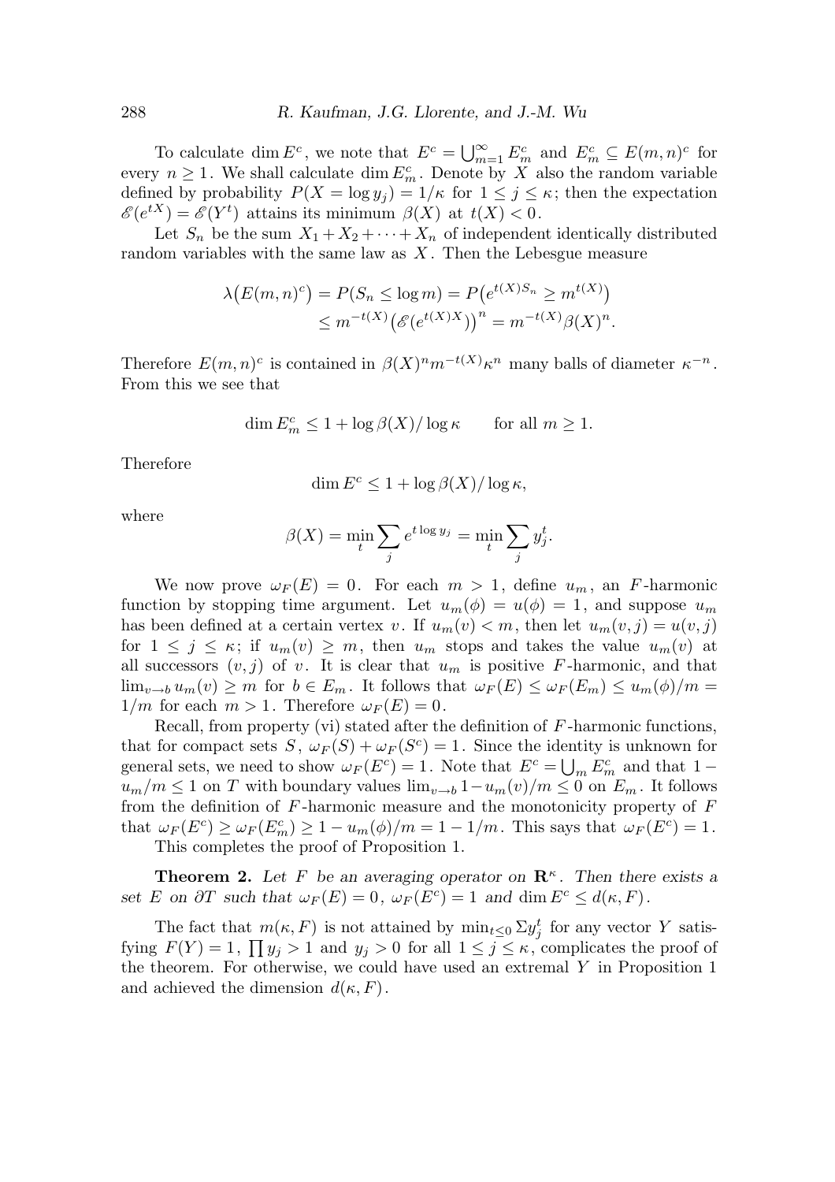To calculate $\dim E^c$, we note that $E^c = \bigcup_{m=1}^{\infty} E_m^c$ and $E_m^c \subseteq E(m,n)^c$ for every $n \ge 1$. We shall calculate $\dim E_m^c$. Denote by $X$ also the random variable defined by probability $P(X = \log y_j) = 1/\kappa$ for $1 \le j \le \kappa$; then the expectation $\mathscr{E}(e^{tX}) = \mathscr{E}(Y^t)$ attains its minimum $\beta(X)$ at $t(X) < 0$.

Let $S_n$ be the sum $X_1 + X_2 + \cdots + X_n$ of independent identically distributed random variables with the same law as $X$. Then the Lebesgue measure

$$\lambda\big(E(m,n)^c\big) = P(S_n \le \log m) = P\big(e^{t(X)S_n} \ge m^{t(X)}\big) \\ \le m^{-t(X)}\big(\mathscr{E}(e^{t(X)X})\big)^n = m^{-t(X)}\beta(X)^n.$$

Therefore $E(m,n)^c$ is contained in $\beta(X)^n m^{-t(X)}\kappa^n$ many balls of diameter $\kappa^{-n}$. From this we see that

$$\dim E_m^c \le 1 + \log \beta(X)/\log \kappa \qquad \text{for all } m \ge 1.$$

Therefore

$$\dim E^c \le 1 + \log \beta(X)/\log \kappa,$$

where

$$\beta(X) = \min_t \sum_j e^{t \log y_j} = \min_t \sum_j y_j^t.$$

We now prove $\omega_F(E) = 0$. For each $m > 1$, define $u_m$, an $F$-harmonic function by stopping time argument. Let $u_m(\phi) = u(\phi) = 1$, and suppose $u_m$ has been defined at a certain vertex $v$. If $u_m(v) < m$, then let $u_m(v,j) = u(v,j)$ for $1 \le j \le \kappa$; if $u_m(v) \ge m$, then $u_m$ stops and takes the value $u_m(v)$ at all successors $(v,j)$ of $v$. It is clear that $u_m$ is positive $F$-harmonic, and that $\lim_{v\to b} u_m(v) \ge m$ for $b \in E_m$. It follows that $\omega_F(E) \le \omega_F(E_m) \le u_m(\phi)/m = 1/m$ for each $m > 1$. Therefore $\omega_F(E) = 0$.

Recall, from property (vi) stated after the definition of $F$-harmonic functions, that for compact sets $S$, $\omega_F(S) + \omega_F(S^c) = 1$. Since the identity is unknown for general sets, we need to show $\omega_F(E^c) = 1$. Note that $E^c = \bigcup_m E_m^c$ and that $1 - u_m/m \le 1$ on $T$ with boundary values $\lim_{v\to b} 1 - u_m(v)/m \le 0$ on $E_m$. It follows from the definition of $F$-harmonic measure and the monotonicity property of $F$ that $\omega_F(E^c) \ge \omega_F(E_m^c) \ge 1 - u_m(\phi)/m = 1 - 1/m$. This says that $\omega_F(E^c) = 1$.

This completes the proof of Proposition 1.

**Theorem 2.** *Let $F$ be an averaging operator on $\mathbf{R}^\kappa$. Then there exists a set $E$ on $\partial T$ such that $\omega_F(E) = 0$, $\omega_F(E^c) = 1$ and $\dim E^c \le d(\kappa, F)$.*

The fact that $m(\kappa, F)$ is not attained by $\min_{t\le 0} \Sigma y_j^t$ for any vector $Y$ satisfying $F(Y) = 1$, $\prod y_j > 1$ and $y_j > 0$ for all $1 \le j \le \kappa$, complicates the proof of the theorem. For otherwise, we could have used an extremal $Y$ in Proposition 1 and achieved the dimension $d(\kappa, F)$.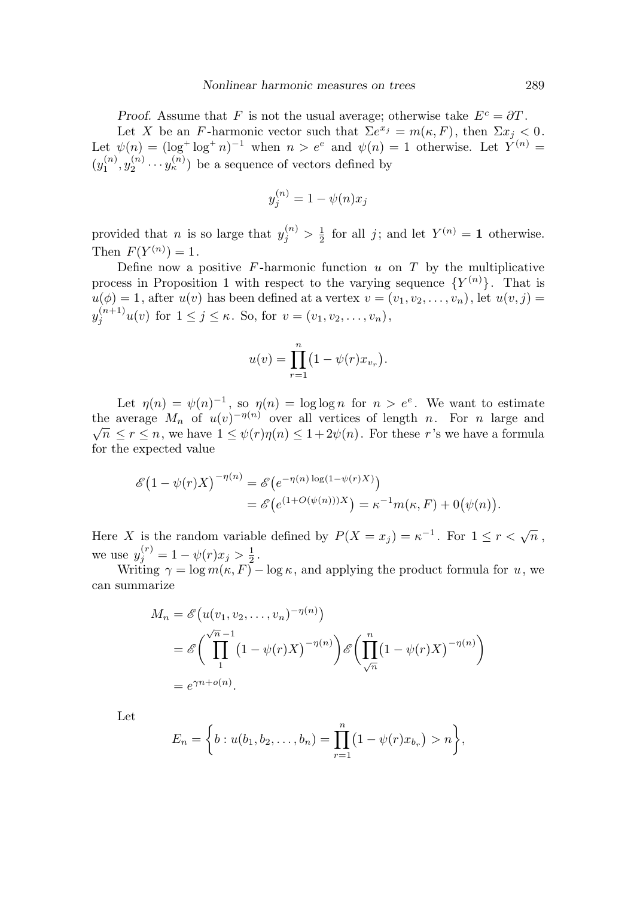*Proof.* Assume that $F$ is not the usual average; otherwise take $E^c = \partial T$.

Let $X$ be an $F$-harmonic vector such that $\Sigma e^{x_j} = m(\kappa, F)$, then $\Sigma x_j < 0$. Let $\psi(n) = (\log^+ \log^+ n)^{-1}$ when $n > e^e$ and $\psi(n) = 1$ otherwise. Let $Y^{(n)} = (y_1^{(n)}, y_2^{(n)} \cdots y_\kappa^{(n)})$ be a sequence of vectors defined by

$$y_j^{(n)} = 1 - \psi(n) x_j$$

provided that $n$ is so large that $y_j^{(n)} > \frac{1}{2}$ for all $j$; and let $Y^{(n)} = \mathbf{1}$ otherwise. Then $F(Y^{(n)}) = 1$.

Define now a positive $F$-harmonic function $u$ on $T$ by the multiplicative process in Proposition 1 with respect to the varying sequence $\{Y^{(n)}\}$. That is $u(\phi) = 1$, after $u(v)$ has been defined at a vertex $v = (v_1, v_2, \dots, v_n)$, let $u(v, j) = y_j^{(n+1)} u(v)$ for $1 \le j \le \kappa$. So, for $v = (v_1, v_2, \dots, v_n)$,

$$u(v) = \prod_{r=1}^{n} \bigl(1 - \psi(r) x_{v_r}\bigr).$$

Let $\eta(n) = \psi(n)^{-1}$, so $\eta(n) = \log \log n$ for $n > e^e$. We want to estimate the average $M_n$ of $u(v)^{-\eta(n)}$ over all vertices of length $n$. For $n$ large and $\sqrt{n} \le r \le n$, we have $1 \le \psi(r)\eta(n) \le 1 + 2\psi(n)$. For these $r$'s we have a formula for the expected value

$$\begin{aligned}
\mathscr{E}\bigl(1 - \psi(r)X\bigr)^{-\eta(n)} &= \mathscr{E}\bigl(e^{-\eta(n)\log(1-\psi(r)X)}\bigr) \\
&= \mathscr{E}\bigl(e^{(1+O(\psi(n)))X}\bigr) = \kappa^{-1} m(\kappa, F) + 0\bigl(\psi(n)\bigr).
\end{aligned}$$

Here $X$ is the random variable defined by $P(X = x_j) = \kappa^{-1}$. For $1 \le r < \sqrt{n}$, we use $y_j^{(r)} = 1 - \psi(r) x_j > \frac{1}{2}$.

Writing $\gamma = \log m(\kappa, F) - \log \kappa$, and applying the product formula for $u$, we can summarize

$$\begin{aligned}
M_n &= \mathscr{E}\bigl(u(v_1, v_2, \dots, v_n)^{-\eta(n)}\bigr) \\
&= \mathscr{E}\biggl(\prod_{1}^{\sqrt{n}-1} \bigl(1 - \psi(r)X\bigr)^{-\eta(n)}\biggr) \mathscr{E}\biggl(\prod_{\sqrt{n}}^{n} \bigl(1 - \psi(r)X\bigr)^{-\eta(n)}\biggr) \\
&= e^{\gamma n + o(n)}.
\end{aligned}$$

Let

$$E_n = \biggl\{ b : u(b_1, b_2, \dots, b_n) = \prod_{r=1}^{n} \bigl(1 - \psi(r) x_{b_r}\bigr) > n \biggr\},$$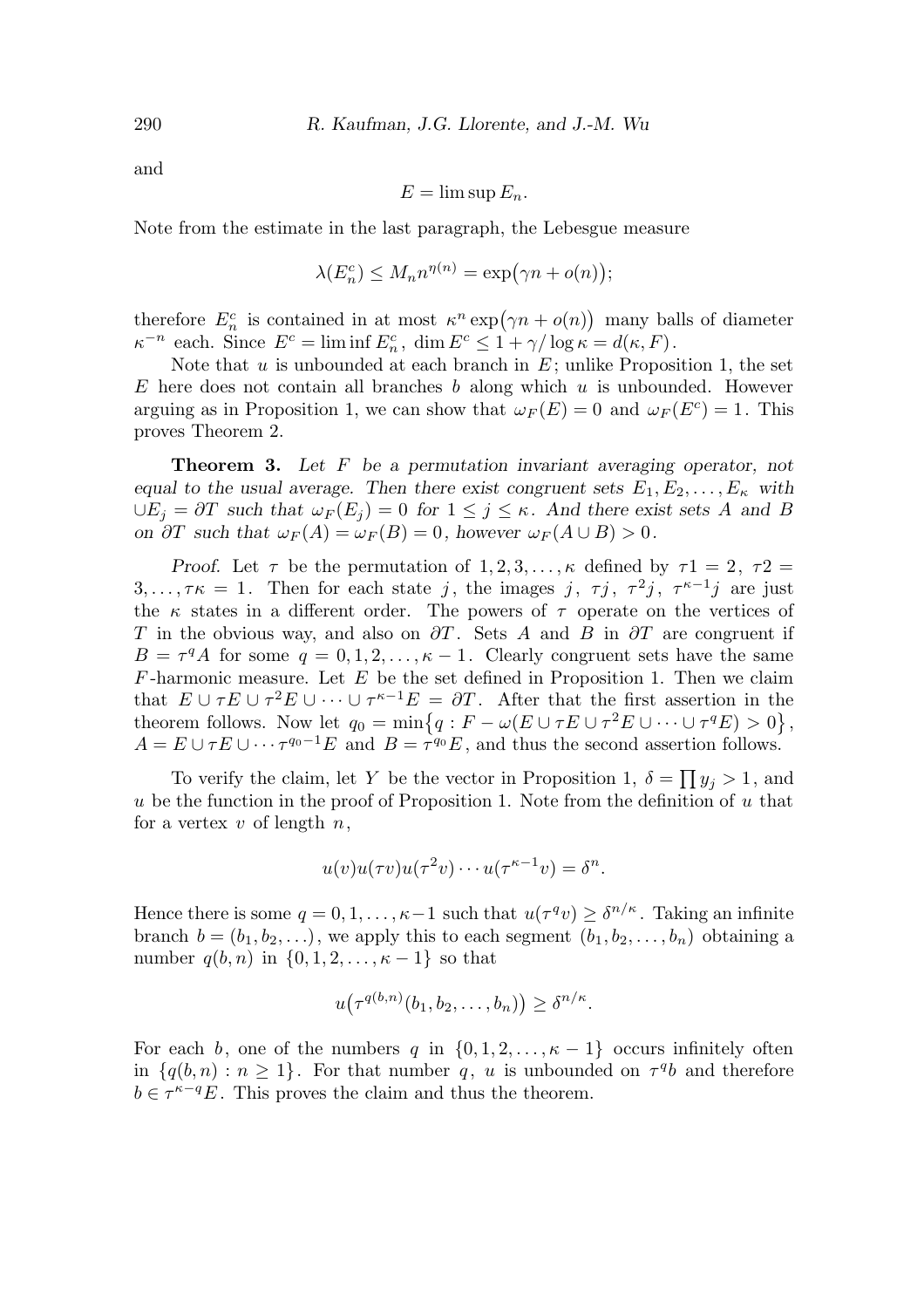and

$$E = \limsup E_n.$$

Note from the estimate in the last paragraph, the Lebesgue measure

$$\lambda(E_n^c) \le M_n n^{\eta(n)} = \exp\bigl(\gamma n + o(n)\bigr);$$

therefore $E_n^c$ is contained in at most $\kappa^n \exp\bigl(\gamma n + o(n)\bigr)$ many balls of diameter $\kappa^{-n}$ each. Since $E^c = \liminf E_n^c$, $\dim E^c \le 1 + \gamma/\log \kappa = d(\kappa, F)$.

Note that $u$ is unbounded at each branch in $E$; unlike Proposition 1, the set $E$ here does not contain all branches $b$ along which $u$ is unbounded. However arguing as in Proposition 1, we can show that $\omega_F(E) = 0$ and $\omega_F(E^c) = 1$. This proves Theorem 2.

**Theorem 3.** *Let $F$ be a permutation invariant averaging operator, not equal to the usual average. Then there exist congruent sets $E_1, E_2, \ldots, E_\kappa$ with $\cup E_j = \partial T$ such that $\omega_F(E_j) = 0$ for $1 \le j \le \kappa$. And there exist sets $A$ and $B$ on $\partial T$ such that $\omega_F(A) = \omega_F(B) = 0$, however $\omega_F(A \cup B) > 0$.*

*Proof.* Let $\tau$ be the permutation of $1, 2, 3, \ldots, \kappa$ defined by $\tau 1 = 2$, $\tau 2 = 3, \ldots, \tau\kappa = 1$. Then for each state $j$, the images $j$, $\tau j$, $\tau^2 j$, $\tau^{\kappa-1} j$ are just the $\kappa$ states in a different order. The powers of $\tau$ operate on the vertices of $T$ in the obvious way, and also on $\partial T$. Sets $A$ and $B$ in $\partial T$ are congruent if $B = \tau^q A$ for some $q = 0, 1, 2, \ldots, \kappa - 1$. Clearly congruent sets have the same $F$-harmonic measure. Let $E$ be the set defined in Proposition 1. Then we claim that $E \cup \tau E \cup \tau^2 E \cup \cdots \cup \tau^{\kappa-1} E = \partial T$. After that the first assertion in the theorem follows. Now let $q_0 = \min\bigl\{q : F - \omega(E \cup \tau E \cup \tau^2 E \cup \cdots \cup \tau^q E) > 0\bigr\}$, $A = E \cup \tau E \cup \cdots \tau^{q_0 - 1} E$ and $B = \tau^{q_0} E$, and thus the second assertion follows.

To verify the claim, let $Y$ be the vector in Proposition 1, $\delta = \prod y_j > 1$, and $u$ be the function in the proof of Proposition 1. Note from the definition of $u$ that for a vertex $v$ of length $n$,

$$u(v) u(\tau v) u(\tau^2 v) \cdots u(\tau^{\kappa-1} v) = \delta^n.$$

Hence there is some $q = 0, 1, \ldots, \kappa - 1$ such that $u(\tau^q v) \ge \delta^{n/\kappa}$. Taking an infinite branch $b = (b_1, b_2, \ldots)$, we apply this to each segment $(b_1, b_2, \ldots, b_n)$ obtaining a number $q(b, n)$ in $\{0, 1, 2, \ldots, \kappa - 1\}$ so that

$$u\bigl(\tau^{q(b,n)}(b_1, b_2, \ldots, b_n)\bigr) \ge \delta^{n/\kappa}.$$

For each $b$, one of the numbers $q$ in $\{0, 1, 2, \ldots, \kappa - 1\}$ occurs infinitely often in $\{q(b, n) : n \ge 1\}$. For that number $q$, $u$ is unbounded on $\tau^q b$ and therefore $b \in \tau^{\kappa - q} E$. This proves the claim and thus the theorem.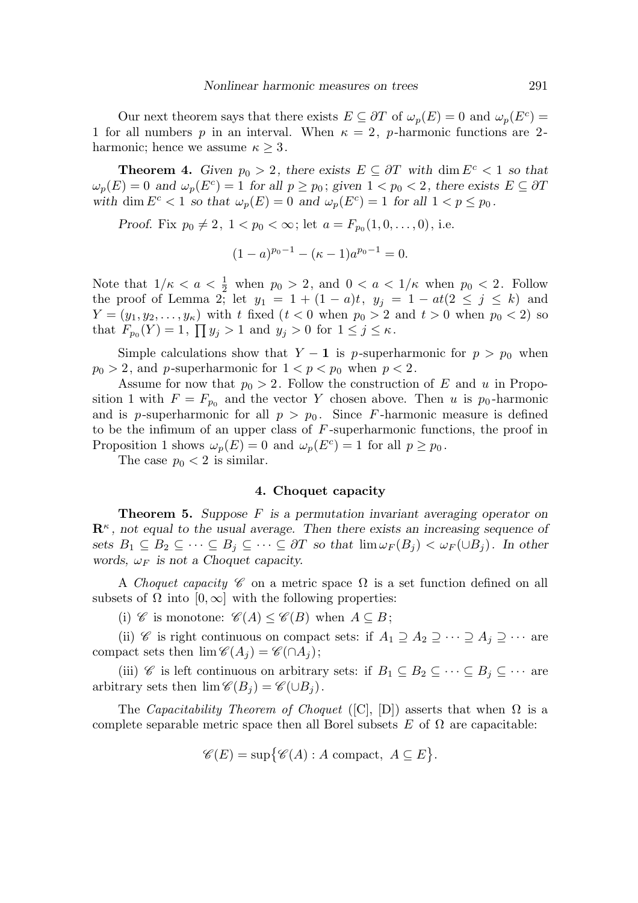Our next theorem says that there exists $E \subseteq \partial T$ of $\omega_p(E) = 0$ and $\omega_p(E^c) = 1$ for all numbers $p$ in an interval. When $\kappa = 2$, $p$-harmonic functions are 2-harmonic; hence we assume $\kappa \geq 3$.

**Theorem 4.** *Given $p_0 > 2$, there exists $E \subseteq \partial T$ with $\dim E^c < 1$ so that $\omega_p(E) = 0$ and $\omega_p(E^c) = 1$ for all $p \geq p_0$; given $1 < p_0 < 2$, there exists $E \subseteq \partial T$ with $\dim E^c < 1$ so that $\omega_p(E) = 0$ and $\omega_p(E^c) = 1$ for all $1 < p \leq p_0$.*

*Proof.* Fix $p_0 \neq 2$, $1 < p_0 < \infty$; let $a = F_{p_0}(1, 0, \dots, 0)$, i.e.

$$(1-a)^{p_0 - 1} - (\kappa - 1)a^{p_0 - 1} = 0.$$

Note that $1/\kappa < a < \frac{1}{2}$ when $p_0 > 2$, and $0 < a < 1/\kappa$ when $p_0 < 2$. Follow the proof of Lemma 2; let $y_1 = 1 + (1-a)t$, $y_j = 1 - at (2 \leq j \leq k)$ and $Y = (y_1, y_2, \dots, y_\kappa)$ with $t$ fixed ($t < 0$ when $p_0 > 2$ and $t > 0$ when $p_0 < 2$) so that $F_{p_0}(Y) = 1$, $\prod y_j > 1$ and $y_j > 0$ for $1 \leq j \leq \kappa$.

Simple calculations show that $Y - \mathbf{1}$ is $p$-superharmonic for $p > p_0$ when $p_0 > 2$, and $p$-superharmonic for $1 < p < p_0$ when $p < 2$.

Assume for now that $p_0 > 2$. Follow the construction of $E$ and $u$ in Proposition 1 with $F = F_{p_0}$ and the vector $Y$ chosen above. Then $u$ is $p_0$-harmonic and is $p$-superharmonic for all $p > p_0$. Since $F$-harmonic measure is defined to be the infimum of an upper class of $F$-superharmonic functions, the proof in Proposition 1 shows $\omega_p(E) = 0$ and $\omega_p(E^c) = 1$ for all $p \geq p_0$.

The case $p_0 < 2$ is similar.

## 4. Choquet capacity

**Theorem 5.** *Suppose $F$ is a permutation invariant averaging operator on $\mathbf{R}^\kappa$, not equal to the usual average. Then there exists an increasing sequence of sets $B_1 \subseteq B_2 \subseteq \cdots \subseteq B_j \subseteq \cdots \subseteq \partial T$ so that $\lim \omega_F(B_j) < \omega_F(\cup B_j)$. In other words, $\omega_F$ is not a Choquet capacity.*

A *Choquet capacity* $\mathscr{C}$ on a metric space $\Omega$ is a set function defined on all subsets of $\Omega$ into $[0, \infty]$ with the following properties:

(i) $\mathscr{C}$ is monotone: $\mathscr{C}(A) \leq \mathscr{C}(B)$ when $A \subseteq B$;

(ii) $\mathscr{C}$ is right continuous on compact sets: if $A_1 \supseteq A_2 \supseteq \cdots \supseteq A_j \supseteq \cdots$ are compact sets then $\lim \mathscr{C}(A_j) = \mathscr{C}(\cap A_j)$;

(iii) $\mathscr{C}$ is left continuous on arbitrary sets: if $B_1 \subseteq B_2 \subseteq \cdots \subseteq B_j \subseteq \cdots$ are arbitrary sets then $\lim \mathscr{C}(B_j) = \mathscr{C}(\cup B_j)$.

The *Capacitability Theorem of Choquet* ([C], [D]) asserts that when $\Omega$ is a complete separable metric space then all Borel subsets $E$ of $\Omega$ are capacitable:

$$\mathscr{C}(E) = \sup\{\mathscr{C}(A) : A \text{ compact},\ A \subseteq E\}.$$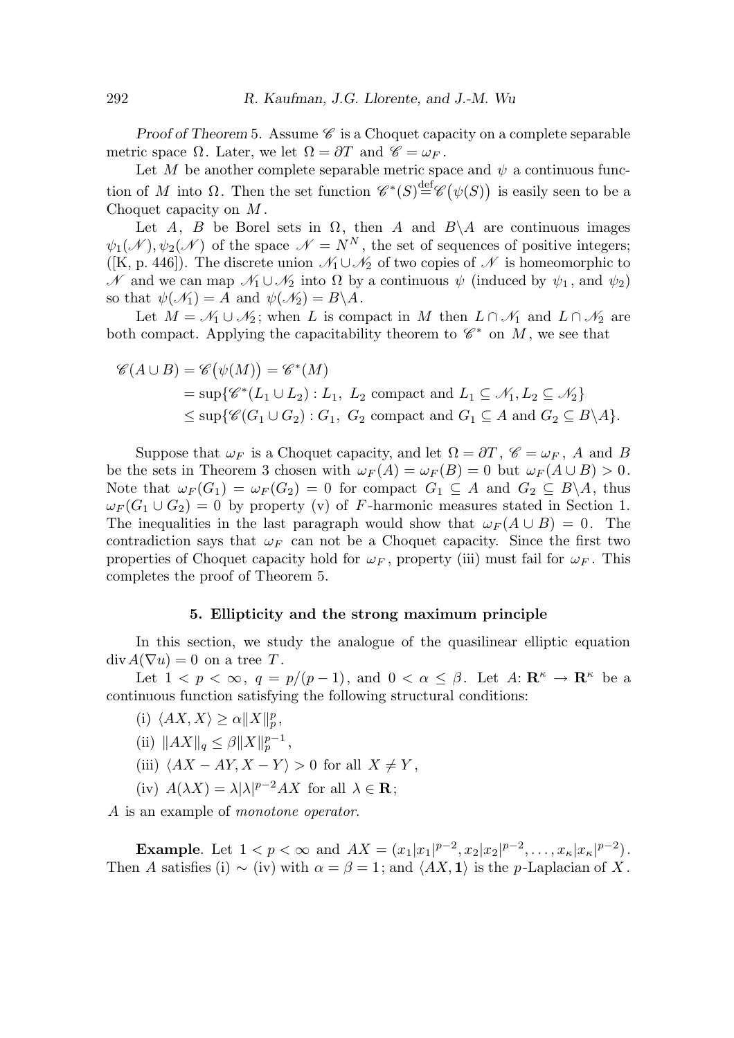*Proof of Theorem* 5. Assume $\mathscr{C}$ is a Choquet capacity on a complete separable metric space $\Omega$. Later, we let $\Omega = \partial T$ and $\mathscr{C} = \omega_F$.

Let $M$ be another complete separable metric space and $\psi$ a continuous function of $M$ into $\Omega$. Then the set function $\mathscr{C}^*(S) \stackrel{\text{def}}{=} \mathscr{C}\big(\psi(S)\big)$ is easily seen to be a Choquet capacity on $M$.

Let $A$, $B$ be Borel sets in $\Omega$, then $A$ and $B\backslash A$ are continuous images $\psi_1(\mathscr{N}), \psi_2(\mathscr{N})$ of the space $\mathscr{N} = N^N$, the set of sequences of positive integers; ([K, p. 446]). The discrete union $\mathscr{N}_1 \cup \mathscr{N}_2$ of two copies of $\mathscr{N}$ is homeomorphic to $\mathscr{N}$ and we can map $\mathscr{N}_1 \cup \mathscr{N}_2$ into $\Omega$ by a continuous $\psi$ (induced by $\psi_1$, and $\psi_2$) so that $\psi(\mathscr{N}_1) = A$ and $\psi(\mathscr{N}_2) = B\backslash A$.

Let $M = \mathscr{N}_1 \cup \mathscr{N}_2$; when $L$ is compact in $M$ then $L \cap \mathscr{N}_1$ and $L \cap \mathscr{N}_2$ are both compact. Applying the capacitability theorem to $\mathscr{C}^*$ on $M$, we see that

$$\begin{aligned}
\mathscr{C}(A \cup B) &= \mathscr{C}\big(\psi(M)\big) = \mathscr{C}^*(M) \\
&= \sup\{\mathscr{C}^*(L_1 \cup L_2) : L_1,\ L_2 \text{ compact and } L_1 \subseteq \mathscr{N}_1, L_2 \subseteq \mathscr{N}_2\} \\
&\le \sup\{\mathscr{C}(G_1 \cup G_2) : G_1,\ G_2 \text{ compact and } G_1 \subseteq A \text{ and } G_2 \subseteq B\backslash A\}.
\end{aligned}$$

Suppose that $\omega_F$ is a Choquet capacity, and let $\Omega = \partial T$, $\mathscr{C} = \omega_F$, $A$ and $B$ be the sets in Theorem 3 chosen with $\omega_F(A) = \omega_F(B) = 0$ but $\omega_F(A \cup B) > 0$. Note that $\omega_F(G_1) = \omega_F(G_2) = 0$ for compact $G_1 \subseteq A$ and $G_2 \subseteq B\backslash A$, thus $\omega_F(G_1 \cup G_2) = 0$ by property (v) of $F$-harmonic measures stated in Section 1. The inequalities in the last paragraph would show that $\omega_F(A \cup B) = 0$. The contradiction says that $\omega_F$ can not be a Choquet capacity. Since the first two properties of Choquet capacity hold for $\omega_F$, property (iii) must fail for $\omega_F$. This completes the proof of Theorem 5.

## 5. Ellipticity and the strong maximum principle

In this section, we study the analogue of the quasilinear elliptic equation $\operatorname{div} A(\nabla u) = 0$ on a tree $T$.

Let $1 < p < \infty$, $q = p/(p-1)$, and $0 < \alpha \le \beta$. Let $A \colon \mathbf{R}^\kappa \to \mathbf{R}^\kappa$ be a continuous function satisfying the following structural conditions:

(i) $\langle AX, X\rangle \ge \alpha \|X\|_p^p$,

(ii) $\|AX\|_q \le \beta \|X\|_p^{p-1}$,

(iii) $\langle AX - AY, X - Y\rangle > 0$ for all $X \ne Y$,

(iv) $A(\lambda X) = \lambda|\lambda|^{p-2} AX$ for all $\lambda \in \mathbf{R}$;

$A$ is an example of *monotone operator*.

**Example**. Let $1 < p < \infty$ and $AX = (x_1|x_1|^{p-2}, x_2|x_2|^{p-2}, \dots, x_\kappa|x_\kappa|^{p-2})$. Then $A$ satisfies (i) $\sim$ (iv) with $\alpha = \beta = 1$; and $\langle AX, \mathbf{1}\rangle$ is the $p$-Laplacian of $X$.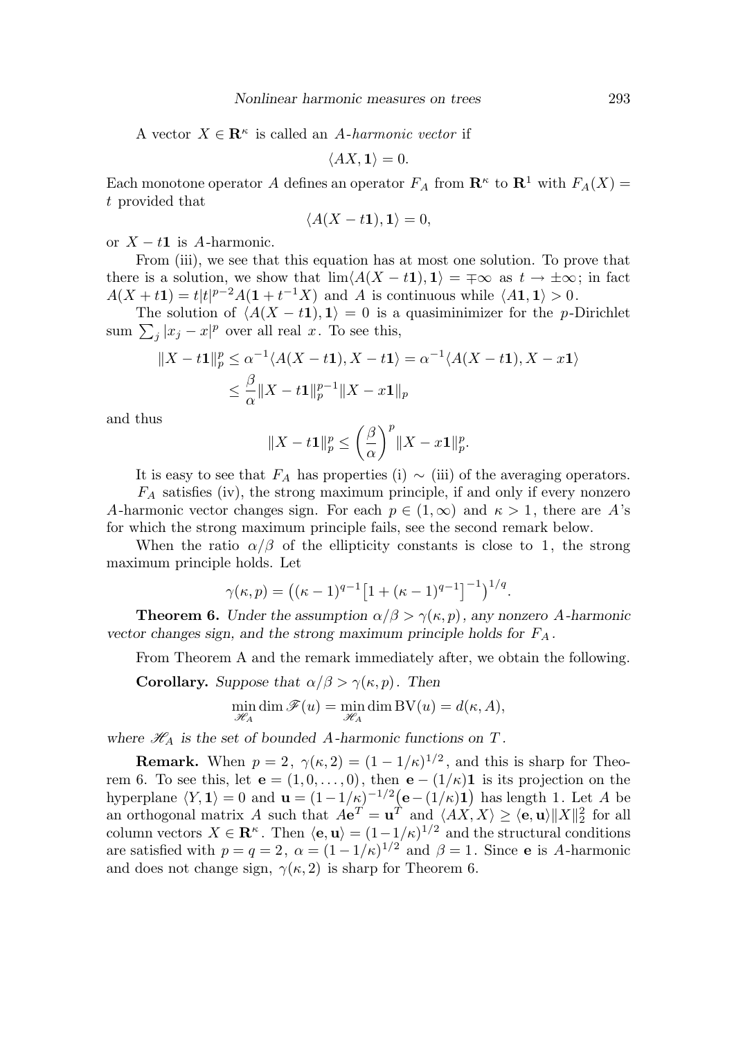A vector $X \in \mathbf{R}^\kappa$ is called an *A-harmonic vector* if

$$\langle AX, \mathbf{1} \rangle = 0.$$

Each monotone operator $A$ defines an operator $F_A$ from $\mathbf{R}^\kappa$ to $\mathbf{R}^1$ with $F_A(X) = t$ provided that

$$\langle A(X - t\mathbf{1}), \mathbf{1} \rangle = 0,$$

or $X - t\mathbf{1}$ is $A$-harmonic.

From (iii), we see that this equation has at most one solution. To prove that there is a solution, we show that $\lim \langle A(X - t\mathbf{1}), \mathbf{1} \rangle = \mp\infty$ as $t \to \pm\infty$; in fact $A(X + t\mathbf{1}) = t|t|^{p-2} A(\mathbf{1} + t^{-1}X)$ and $A$ is continuous while $\langle A\mathbf{1}, \mathbf{1} \rangle > 0$.

The solution of $\langle A(X - t\mathbf{1}), \mathbf{1} \rangle = 0$ is a quasiminimizer for the $p$-Dirichlet sum $\sum_j |x_j - x|^p$ over all real $x$. To see this,

$$\begin{aligned}
\|X - t\mathbf{1}\|_p^p &\le \alpha^{-1} \langle A(X - t\mathbf{1}), X - t\mathbf{1} \rangle = \alpha^{-1} \langle A(X - t\mathbf{1}), X - x\mathbf{1} \rangle \\
&\le \frac{\beta}{\alpha} \|X - t\mathbf{1}\|_p^{p-1} \|X - x\mathbf{1}\|_p
\end{aligned}$$

and thus

$$\|X - t\mathbf{1}\|_p^p \le \left(\frac{\beta}{\alpha}\right)^p \|X - x\mathbf{1}\|_p^p.$$

It is easy to see that $F_A$ has properties (i) $\sim$ (iii) of the averaging operators.

$F_A$ satisfies (iv), the strong maximum principle, if and only if every nonzero $A$-harmonic vector changes sign. For each $p \in (1, \infty)$ and $\kappa > 1$, there are $A$'s for which the strong maximum principle fails, see the second remark below.

When the ratio $\alpha/\beta$ of the ellipticity constants is close to 1, the strong maximum principle holds. Let

$$\gamma(\kappa, p) = \left( (\kappa - 1)^{q-1} \left[ 1 + (\kappa - 1)^{q-1} \right]^{-1} \right)^{1/q}.$$

**Theorem 6.** *Under the assumption $\alpha/\beta > \gamma(\kappa, p)$, any nonzero $A$-harmonic vector changes sign, and the strong maximum principle holds for $F_A$.*

From Theorem A and the remark immediately after, we obtain the following.

**Corollary.** *Suppose that $\alpha/\beta > \gamma(\kappa, p)$. Then*

$$\min_{\mathscr{H}_A} \dim \mathscr{F}(u) = \min_{\mathscr{H}_A} \dim \mathrm{BV}(u) = d(\kappa, A),$$

*where $\mathscr{H}_A$ is the set of bounded $A$-harmonic functions on $T$.*

**Remark.** When $p = 2$, $\gamma(\kappa, 2) = (1 - 1/\kappa)^{1/2}$, and this is sharp for Theorem 6. To see this, let $\mathbf{e} = (1, 0, \ldots, 0)$, then $\mathbf{e} - (1/\kappa)\mathbf{1}$ is its projection on the hyperplane $\langle Y, \mathbf{1} \rangle = 0$ and $\mathbf{u} = (1 - 1/\kappa)^{-1/2} \big( \mathbf{e} - (1/\kappa)\mathbf{1} \big)$ has length 1. Let $A$ be an orthogonal matrix $A$ such that $A\mathbf{e}^T = \mathbf{u}^T$ and $\langle AX, X \rangle \ge \langle \mathbf{e}, \mathbf{u} \rangle \|X\|_2^2$ for all column vectors $X \in \mathbf{R}^\kappa$. Then $\langle \mathbf{e}, \mathbf{u} \rangle = (1 - 1/\kappa)^{1/2}$ and the structural conditions are satisfied with $p = q = 2$, $\alpha = (1 - 1/\kappa)^{1/2}$ and $\beta = 1$. Since $\mathbf{e}$ is $A$-harmonic and does not change sign, $\gamma(\kappa, 2)$ is sharp for Theorem 6.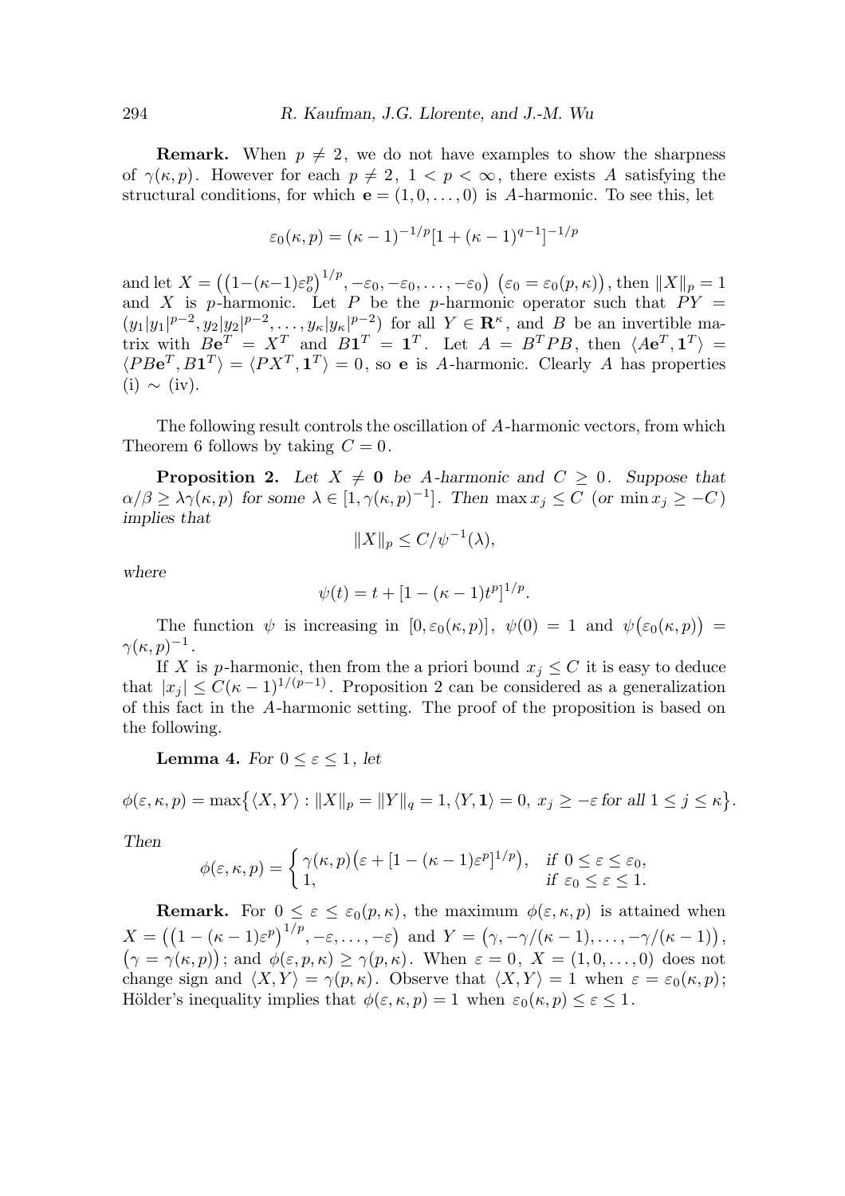**Remark.** When $p \neq 2$, we do not have examples to show the sharpness of $\gamma(\kappa, p)$. However for each $p \neq 2$, $1 < p < \infty$, there exists $A$ satisfying the structural conditions, for which $\mathbf{e} = (1, 0, \ldots, 0)$ is $A$-harmonic. To see this, let

$$\varepsilon_0(\kappa, p) = (\kappa - 1)^{-1/p}[1 + (\kappa - 1)^{q-1}]^{-1/p}$$

and let $X = \big((1-(\kappa-1)\varepsilon_o^p)^{1/p}, -\varepsilon_0, -\varepsilon_0, \ldots, -\varepsilon_0\big)$ $\big(\varepsilon_0 = \varepsilon_0(p, \kappa)\big)$, then $\|X\|_p = 1$ and $X$ is $p$-harmonic. Let $P$ be the $p$-harmonic operator such that $PY = (y_1|y_1|^{p-2}, y_2|y_2|^{p-2}, \ldots, y_\kappa|y_\kappa|^{p-2})$ for all $Y \in \mathbf{R}^\kappa$, and $B$ be an invertible matrix with $B\mathbf{e}^T = X^T$ and $B\mathbf{1}^T = \mathbf{1}^T$. Let $A = B^T P B$, then $\langle A\mathbf{e}^T, \mathbf{1}^T \rangle = \langle PB\mathbf{e}^T, B\mathbf{1}^T \rangle = \langle PX^T, \mathbf{1}^T \rangle = 0$, so $\mathbf{e}$ is $A$-harmonic. Clearly $A$ has properties (i) $\sim$ (iv).

The following result controls the oscillation of $A$-harmonic vectors, from which Theorem 6 follows by taking $C = 0$.

**Proposition 2.** *Let $X \neq \mathbf{0}$ be $A$-harmonic and $C \geq 0$. Suppose that $\alpha/\beta \geq \lambda\gamma(\kappa, p)$ for some $\lambda \in [1, \gamma(\kappa, p)^{-1}]$. Then $\max x_j \leq C$ (or $\min x_j \geq -C$) implies that*

$$\|X\|_p \leq C/\psi^{-1}(\lambda),$$

*where*

$$\psi(t) = t + [1 - (\kappa - 1)t^p]^{1/p}.$$

The function $\psi$ is increasing in $[0, \varepsilon_0(\kappa, p)]$, $\psi(0) = 1$ and $\psi\big(\varepsilon_0(\kappa, p)\big) = \gamma(\kappa, p)^{-1}$.

If $X$ is $p$-harmonic, then from the a priori bound $x_j \leq C$ it is easy to deduce that $|x_j| \leq C(\kappa - 1)^{1/(p-1)}$. Proposition 2 can be considered as a generalization of this fact in the $A$-harmonic setting. The proof of the proposition is based on the following.

**Lemma 4.** *For $0 \leq \varepsilon \leq 1$, let*

$$\phi(\varepsilon, \kappa, p) = \max\big\{\langle X, Y \rangle : \|X\|_p = \|Y\|_q = 1, \langle Y, \mathbf{1} \rangle = 0,\ x_j \geq -\varepsilon \text{ for all } 1 \leq j \leq \kappa\big\}.$$

*Then*

$$\phi(\varepsilon, \kappa, p) = \begin{cases} \gamma(\kappa, p)\big(\varepsilon + [1 - (\kappa - 1)\varepsilon^p]^{1/p}\big), & \text{if } 0 \leq \varepsilon \leq \varepsilon_0, \\ 1, & \text{if } \varepsilon_0 \leq \varepsilon \leq 1. \end{cases}$$

**Remark.** For $0 \leq \varepsilon \leq \varepsilon_0(p, \kappa)$, the maximum $\phi(\varepsilon, \kappa, p)$ is attained when $X = \big((1 - (\kappa - 1)\varepsilon^p)^{1/p}, -\varepsilon, \ldots, -\varepsilon\big)$ and $Y = \big(\gamma, -\gamma/(\kappa - 1), \ldots, -\gamma/(\kappa - 1)\big)$, $\big(\gamma = \gamma(\kappa, p)\big)$; and $\phi(\varepsilon, p, \kappa) \geq \gamma(p, \kappa)$. When $\varepsilon = 0$, $X = (1, 0, \ldots, 0)$ does not change sign and $\langle X, Y \rangle = \gamma(p, \kappa)$. Observe that $\langle X, Y \rangle = 1$ when $\varepsilon = \varepsilon_0(\kappa, p)$; Hölder's inequality implies that $\phi(\varepsilon, \kappa, p) = 1$ when $\varepsilon_0(\kappa, p) \leq \varepsilon \leq 1$.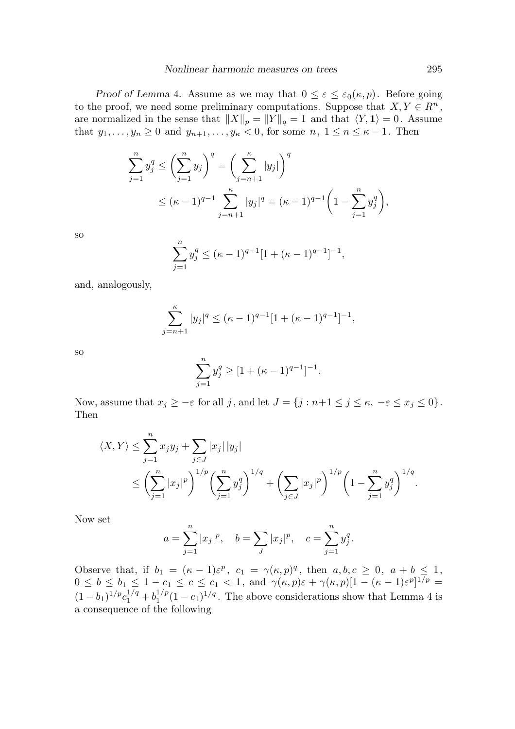*Proof of Lemma* 4. Assume as we may that $0 \le \varepsilon \le \varepsilon_0(\kappa, p)$. Before going to the proof, we need some preliminary computations. Suppose that $X, Y \in R^n$, are normalized in the sense that $\|X\|_p = \|Y\|_q = 1$ and that $\langle Y, \mathbf{1} \rangle = 0$. Assume that $y_1, \dots, y_n \ge 0$ and $y_{n+1}, \dots, y_\kappa < 0$, for some $n$, $1 \le n \le \kappa - 1$. Then

$$\sum_{j=1}^{n} y_j^q \le \left( \sum_{j=1}^{n} y_j \right)^q = \left( \sum_{j=n+1}^{\kappa} |y_j| \right)^q$$
$$\le (\kappa - 1)^{q-1} \sum_{j=n+1}^{\kappa} |y_j|^q = (\kappa - 1)^{q-1} \left( 1 - \sum_{j=1}^{n} y_j^q \right),$$

so

$$\sum_{j=1}^{n} y_j^q \le (\kappa - 1)^{q-1} [1 + (\kappa - 1)^{q-1}]^{-1},$$

and, analogously,

$$\sum_{j=n+1}^{\kappa} |y_j|^q \le (\kappa - 1)^{q-1} [1 + (\kappa - 1)^{q-1}]^{-1},$$

so

$$\sum_{j=1}^{n} y_j^q \ge [1 + (\kappa - 1)^{q-1}]^{-1}.$$

Now, assume that $x_j \ge -\varepsilon$ for all $j$, and let $J = \{ j : n+1 \le j \le \kappa,\ -\varepsilon \le x_j \le 0 \}$. Then

$$\langle X, Y \rangle \le \sum_{j=1}^{n} x_j y_j + \sum_{j \in J} |x_j|\, |y_j|$$
$$\le \left( \sum_{j=1}^{n} |x_j|^p \right)^{1/p} \left( \sum_{j=1}^{n} y_j^q \right)^{1/q} + \left( \sum_{j \in J} |x_j|^p \right)^{1/p} \left( 1 - \sum_{j=1}^{n} y_j^q \right)^{1/q}.$$

Now set

$$a = \sum_{j=1}^{n} |x_j|^p, \quad b = \sum_{J} |x_j|^p, \quad c = \sum_{j=1}^{n} y_j^q.$$

Observe that, if $b_1 = (\kappa - 1)\varepsilon^p$, $c_1 = \gamma(\kappa, p)^q$, then $a, b, c \ge 0$, $a + b \le 1$, $0 \le b \le b_1 \le 1 - c_1 \le c \le c_1 < 1$, and $\gamma(\kappa, p)\varepsilon + \gamma(\kappa, p)[1 - (\kappa - 1)\varepsilon^p]^{1/p} = (1 - b_1)^{1/p} c_1^{1/q} + b_1^{1/p} (1 - c_1)^{1/q}$. The above considerations show that Lemma 4 is a consequence of the following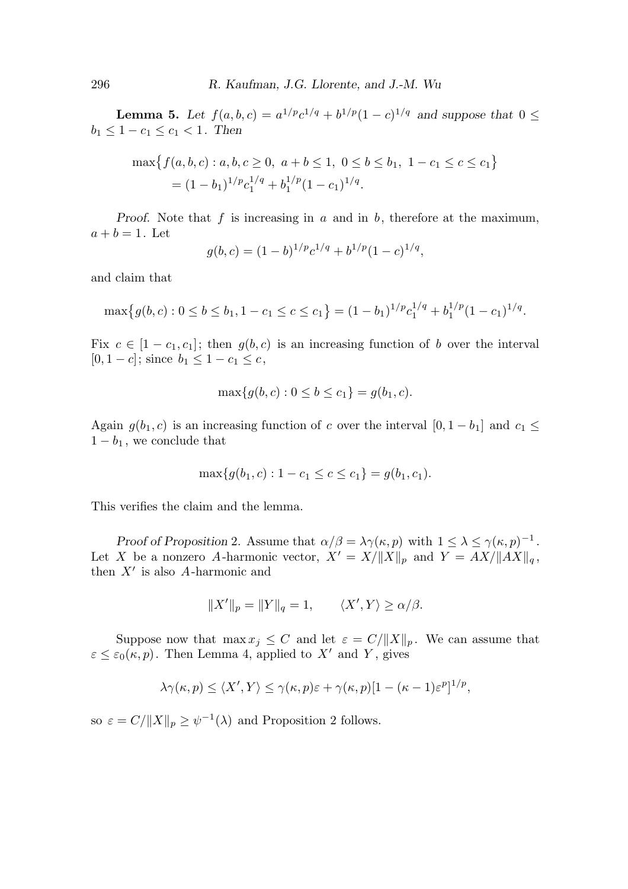**Lemma 5.** *Let $f(a,b,c) = a^{1/p}c^{1/q} + b^{1/p}(1-c)^{1/q}$ and suppose that $0 \le b_1 \le 1-c_1 \le c_1 < 1$. Then*

$$\begin{aligned}
&\max\bigl\{f(a,b,c) : a,b,c \ge 0,\ a+b \le 1,\ 0 \le b \le b_1,\ 1-c_1 \le c \le c_1\bigr\} \\
&\quad = (1-b_1)^{1/p}c_1^{1/q} + b_1^{1/p}(1-c_1)^{1/q}.
\end{aligned}$$

*Proof.* Note that $f$ is increasing in $a$ and in $b$, therefore at the maximum, $a+b=1$. Let

$$g(b,c) = (1-b)^{1/p}c^{1/q} + b^{1/p}(1-c)^{1/q},$$

and claim that

$$\max\bigl\{g(b,c) : 0 \le b \le b_1, 1-c_1 \le c \le c_1\bigr\} = (1-b_1)^{1/p}c_1^{1/q} + b_1^{1/p}(1-c_1)^{1/q}.$$

Fix $c \in [1-c_1, c_1]$; then $g(b,c)$ is an increasing function of $b$ over the interval $[0, 1-c]$; since $b_1 \le 1-c_1 \le c$,

$$\max\{g(b,c) : 0 \le b \le c_1\} = g(b_1, c).$$

Again $g(b_1, c)$ is an increasing function of $c$ over the interval $[0, 1-b_1]$ and $c_1 \le 1-b_1$, we conclude that

$$\max\{g(b_1,c) : 1-c_1 \le c \le c_1\} = g(b_1, c_1).$$

This verifies the claim and the lemma.

*Proof of Proposition* 2. Assume that $\alpha/\beta = \lambda\gamma(\kappa,p)$ with $1 \le \lambda \le \gamma(\kappa,p)^{-1}$. Let $X$ be a nonzero $A$-harmonic vector, $X' = X/\|X\|_p$ and $Y = AX/\|AX\|_q$, then $X'$ is also $A$-harmonic and

$$\|X'\|_p = \|Y\|_q = 1, \qquad \langle X', Y\rangle \ge \alpha/\beta.$$

Suppose now that $\max x_j \le C$ and let $\varepsilon = C/\|X\|_p$. We can assume that $\varepsilon \le \varepsilon_0(\kappa,p)$. Then Lemma 4, applied to $X'$ and $Y$, gives

$$\lambda\gamma(\kappa,p) \le \langle X', Y\rangle \le \gamma(\kappa,p)\varepsilon + \gamma(\kappa,p)[1-(\kappa-1)\varepsilon^p]^{1/p},$$

so $\varepsilon = C/\|X\|_p \ge \psi^{-1}(\lambda)$ and Proposition 2 follows.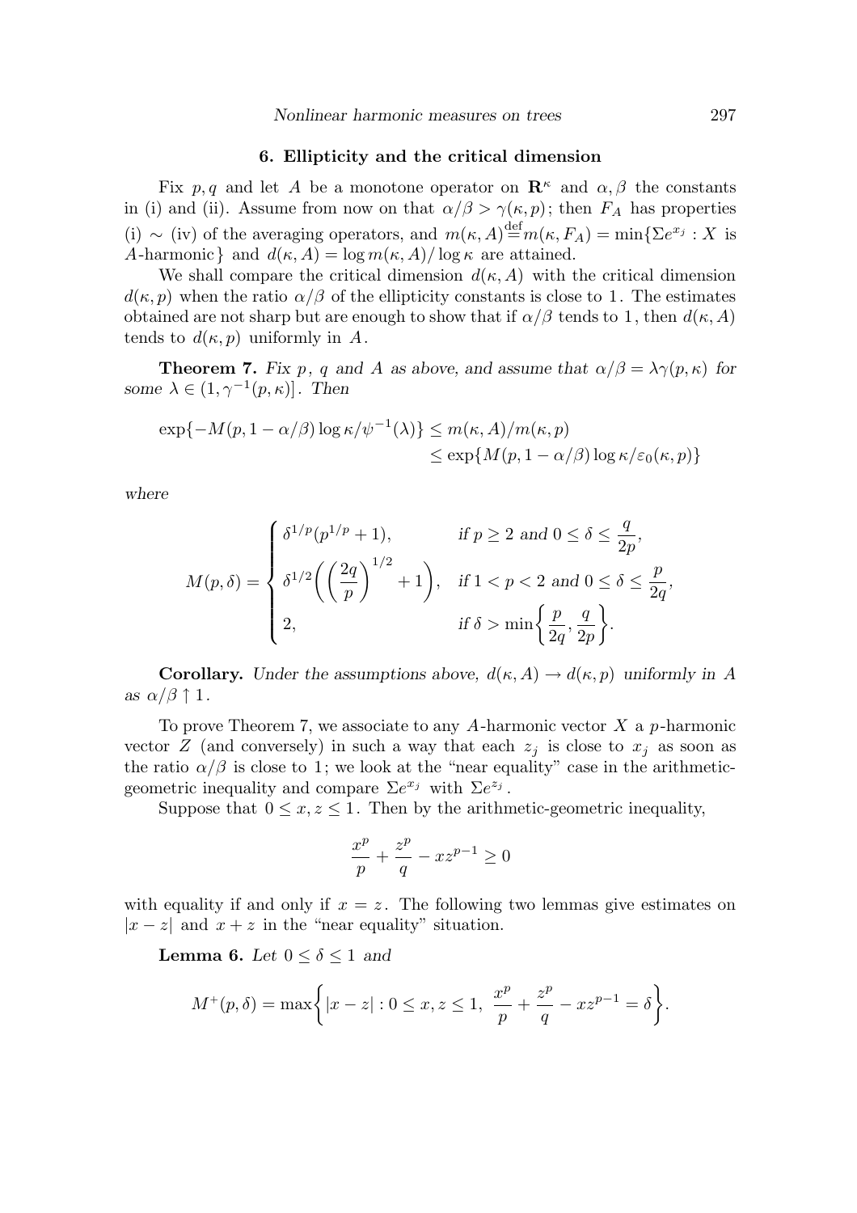## 6. Ellipticity and the critical dimension

Fix $p, q$ and let $A$ be a monotone operator on $\mathbf{R}^\kappa$ and $\alpha, \beta$ the constants in (i) and (ii). Assume from now on that $\alpha/\beta > \gamma(\kappa, p)$; then $F_A$ has properties (i) $\sim$ (iv) of the averaging operators, and $m(\kappa, A) \overset{\text{def}}{=} m(\kappa, F_A) = \min\{\Sigma e^{x_j} : X$ is $A$-harmonic$\}$ and $d(\kappa, A) = \log m(\kappa, A)/\log \kappa$ are attained.

We shall compare the critical dimension $d(\kappa, A)$ with the critical dimension $d(\kappa, p)$ when the ratio $\alpha/\beta$ of the ellipticity constants is close to 1. The estimates obtained are not sharp but are enough to show that if $\alpha/\beta$ tends to 1, then $d(\kappa, A)$ tends to $d(\kappa, p)$ uniformly in $A$.

**Theorem 7.** *Fix $p$, $q$ and $A$ as above, and assume that $\alpha/\beta = \lambda\gamma(p, \kappa)$ for some $\lambda \in (1, \gamma^{-1}(p, \kappa)]$. Then*

$$\exp\{-M(p, 1-\alpha/\beta)\log\kappa/\psi^{-1}(\lambda)\} \le m(\kappa, A)/m(\kappa, p) \le \exp\{M(p, 1-\alpha/\beta)\log\kappa/\varepsilon_0(\kappa, p)\}$$

*where*

$$M(p, \delta) = \begin{cases} \delta^{1/p}(p^{1/p}+1), & \text{if } p \ge 2 \text{ and } 0 \le \delta \le \dfrac{q}{2p}, \\ \delta^{1/2}\left(\left(\dfrac{2q}{p}\right)^{1/2}+1\right), & \text{if } 1 < p < 2 \text{ and } 0 \le \delta \le \dfrac{p}{2q}, \\ 2, & \text{if } \delta > \min\left\{\dfrac{p}{2q}, \dfrac{q}{2p}\right\}. \end{cases}$$

**Corollary.** *Under the assumptions above, $d(\kappa, A) \to d(\kappa, p)$ uniformly in $A$ as $\alpha/\beta \uparrow 1$.*

To prove Theorem 7, we associate to any $A$-harmonic vector $X$ a $p$-harmonic vector $Z$ (and conversely) in such a way that each $z_j$ is close to $x_j$ as soon as the ratio $\alpha/\beta$ is close to 1; we look at the "near equality" case in the arithmetic-geometric inequality and compare $\Sigma e^{x_j}$ with $\Sigma e^{z_j}$.

Suppose that $0 \le x, z \le 1$. Then by the arithmetic-geometric inequality,

$$\frac{x^p}{p} + \frac{z^p}{q} - xz^{p-1} \ge 0$$

with equality if and only if $x = z$. The following two lemmas give estimates on $|x-z|$ and $x+z$ in the "near equality" situation.

**Lemma 6.** *Let $0 \le \delta \le 1$ and*

$$M^+(p, \delta) = \max\left\{|x-z| : 0 \le x, z \le 1,\ \frac{x^p}{p} + \frac{z^p}{q} - xz^{p-1} = \delta\right\}.$$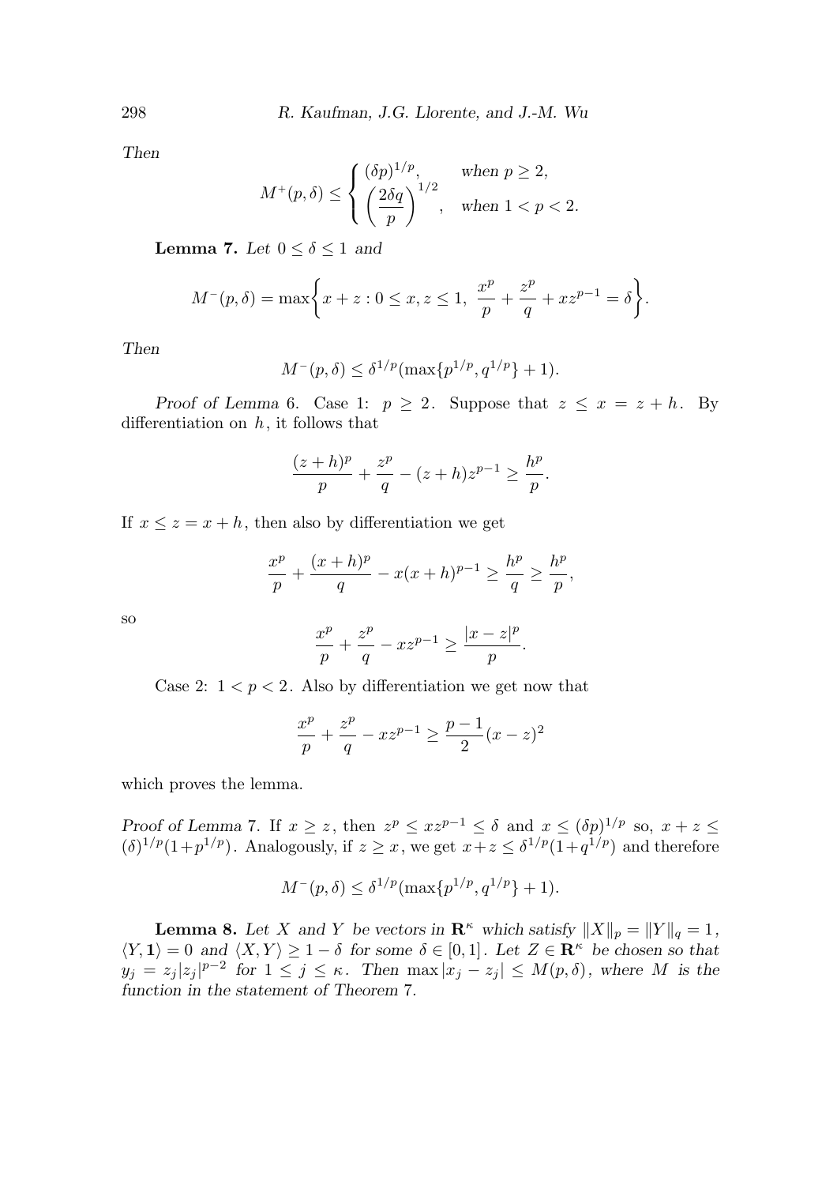*Then*

$$M^+(p,\delta) \le \begin{cases} (\delta p)^{1/p}, & \text{when } p \ge 2, \\ \left(\dfrac{2\delta q}{p}\right)^{1/2}, & \text{when } 1 < p < 2. \end{cases}$$

**Lemma 7.** *Let* $0 \le \delta \le 1$ *and*

$$M^-(p,\delta) = \max\left\{x + z : 0 \le x, z \le 1,\ \frac{x^p}{p} + \frac{z^p}{q} + xz^{p-1} = \delta\right\}.$$

*Then*

$$M^-(p,\delta) \le \delta^{1/p}(\max\{p^{1/p}, q^{1/p}\} + 1).$$

*Proof of Lemma* 6. Case 1: $p \ge 2$. Suppose that $z \le x = z + h$. By differentiation on $h$, it follows that

$$\frac{(z+h)^p}{p} + \frac{z^p}{q} - (z+h)z^{p-1} \ge \frac{h^p}{p}.$$

If $x \le z = x + h$, then also by differentiation we get

$$\frac{x^p}{p} + \frac{(x+h)^p}{q} - x(x+h)^{p-1} \ge \frac{h^p}{q} \ge \frac{h^p}{p},$$

so

$$\frac{x^p}{p} + \frac{z^p}{q} - xz^{p-1} \ge \frac{|x-z|^p}{p}.$$

Case 2: $1 < p < 2$. Also by differentiation we get now that

$$\frac{x^p}{p} + \frac{z^p}{q} - xz^{p-1} \ge \frac{p-1}{2}(x-z)^2$$

which proves the lemma.

*Proof of Lemma* 7. If $x \ge z$, then $z^p \le xz^{p-1} \le \delta$ and $x \le (\delta p)^{1/p}$ so, $x + z \le (\delta)^{1/p}(1+p^{1/p})$. Analogously, if $z \ge x$, we get $x+z \le \delta^{1/p}(1+q^{1/p})$ and therefore

$$M^-(p,\delta) \le \delta^{1/p}(\max\{p^{1/p}, q^{1/p}\} + 1).$$

**Lemma 8.** *Let* $X$ *and* $Y$ *be vectors in* $\mathbf{R}^\kappa$ *which satisfy* $\|X\|_p = \|Y\|_q = 1$, $\langle Y, \mathbf{1}\rangle = 0$ *and* $\langle X, Y\rangle \ge 1 - \delta$ *for some* $\delta \in [0,1]$. *Let* $Z \in \mathbf{R}^\kappa$ *be chosen so that* $y_j = z_j|z_j|^{p-2}$ *for* $1 \le j \le \kappa$. *Then* $\max|x_j - z_j| \le M(p,\delta)$, *where* $M$ *is the function in the statement of Theorem* 7.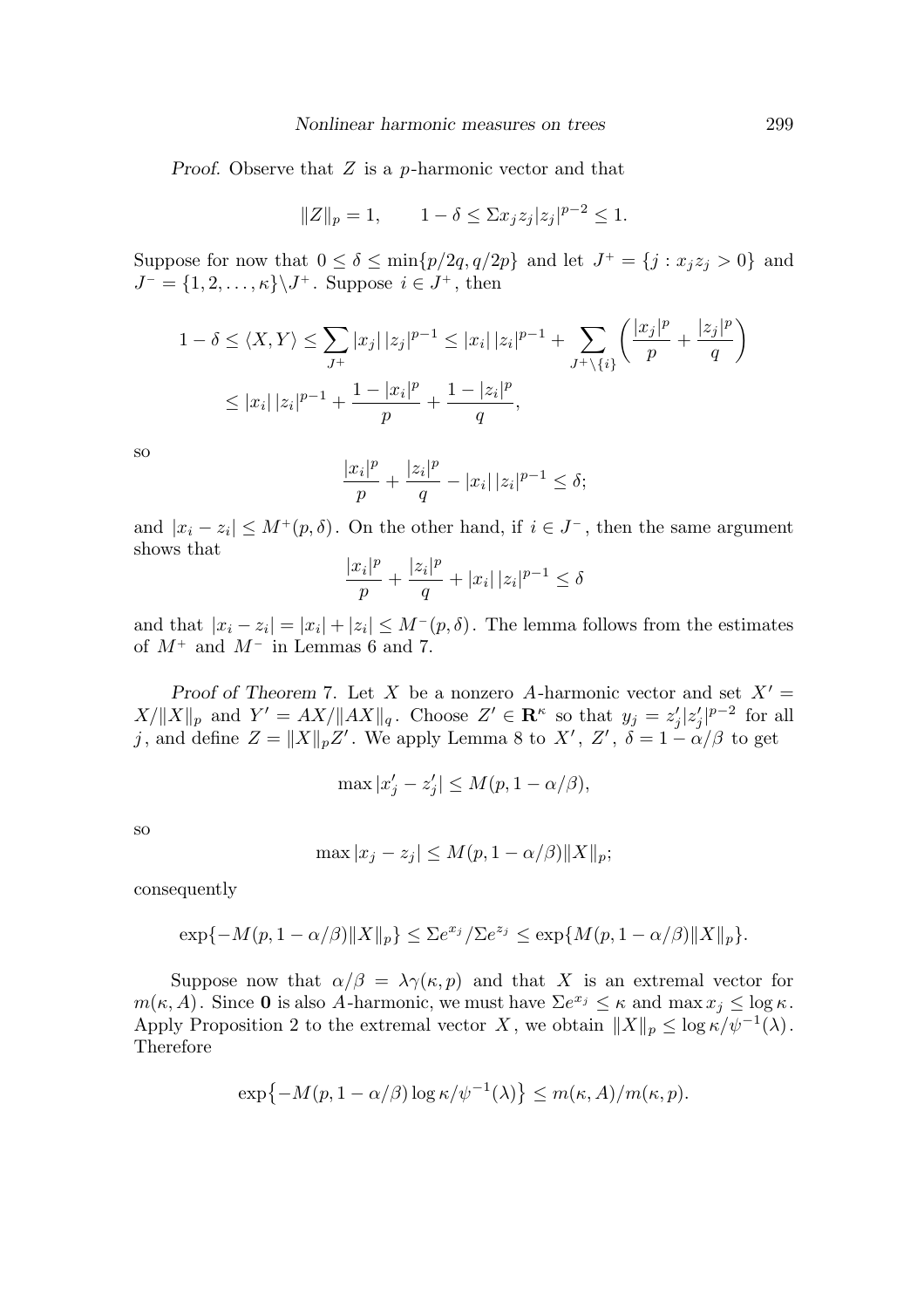*Proof.* Observe that $Z$ is a $p$-harmonic vector and that

$$\|Z\|_p = 1, \qquad 1-\delta \le \Sigma x_j z_j |z_j|^{p-2} \le 1.$$

Suppose for now that $0 \le \delta \le \min\{p/2q, q/2p\}$ and let $J^+ = \{j : x_j z_j > 0\}$ and $J^- = \{1,2,\dots,\kappa\}\backslash J^+$. Suppose $i \in J^+$, then

$$\begin{aligned} 1-\delta \le \langle X, Y\rangle &\le \sum_{J^+} |x_j|\,|z_j|^{p-1} \le |x_i|\,|z_i|^{p-1} + \sum_{J^+\backslash\{i\}} \left(\frac{|x_j|^p}{p} + \frac{|z_j|^p}{q}\right) \\ &\le |x_i|\,|z_i|^{p-1} + \frac{1-|x_i|^p}{p} + \frac{1-|z_i|^p}{q}, \end{aligned}$$

so

$$\frac{|x_i|^p}{p} + \frac{|z_i|^p}{q} - |x_i|\,|z_i|^{p-1} \le \delta;$$

and $|x_i - z_i| \le M^+(p,\delta)$. On the other hand, if $i \in J^-$, then the same argument shows that

$$\frac{|x_i|^p}{p} + \frac{|z_i|^p}{q} + |x_i|\,|z_i|^{p-1} \le \delta$$

and that $|x_i - z_i| = |x_i| + |z_i| \le M^-(p,\delta)$. The lemma follows from the estimates of $M^+$ and $M^-$ in Lemmas 6 and 7.

*Proof of Theorem* 7. Let $X$ be a nonzero $A$-harmonic vector and set $X' = X/\|X\|_p$ and $Y' = AX/\|AX\|_q$. Choose $Z' \in \mathbf{R}^\kappa$ so that $y_j = z'_j|z'_j|^{p-2}$ for all $j$, and define $Z = \|X\|_p Z'$. We apply Lemma 8 to $X'$, $Z'$, $\delta = 1-\alpha/\beta$ to get

$$\max|x'_j - z'_j| \le M(p, 1-\alpha/\beta),$$

so

$$\max|x_j - z_j| \le M(p, 1-\alpha/\beta)\|X\|_p;$$

consequently

$$\exp\{-M(p,1-\alpha/\beta)\|X\|_p\} \le \Sigma e^{x_j}/\Sigma e^{z_j} \le \exp\{M(p,1-\alpha/\beta)\|X\|_p\}.$$

Suppose now that $\alpha/\beta = \lambda\gamma(\kappa,p)$ and that $X$ is an extremal vector for $m(\kappa, A)$. Since $\mathbf{0}$ is also $A$-harmonic, we must have $\Sigma e^{x_j} \le \kappa$ and $\max x_j \le \log\kappa$. Apply Proposition 2 to the extremal vector $X$, we obtain $\|X\|_p \le \log\kappa/\psi^{-1}(\lambda)$. Therefore

$$\exp\bigl\{-M(p,1-\alpha/\beta)\log\kappa/\psi^{-1}(\lambda)\bigr\} \le m(\kappa,A)/m(\kappa,p).$$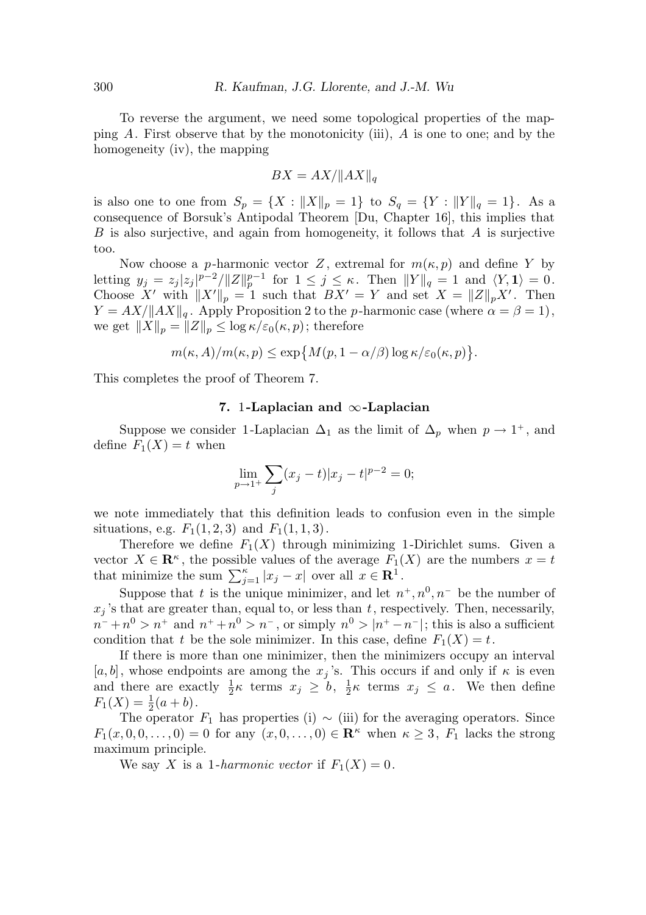To reverse the argument, we need some topological properties of the mapping $A$. First observe that by the monotonicity (iii), $A$ is one to one; and by the homogeneity (iv), the mapping

$$BX = AX/\|AX\|_q$$

is also one to one from $S_p = \{X : \|X\|_p = 1\}$ to $S_q = \{Y : \|Y\|_q = 1\}$. As a consequence of Borsuk's Antipodal Theorem [Du, Chapter 16], this implies that $B$ is also surjective, and again from homogeneity, it follows that $A$ is surjective too.

Now choose a $p$-harmonic vector $Z$, extremal for $m(\kappa, p)$ and define $Y$ by letting $y_j = z_j|z_j|^{p-2}/\|Z\|_p^{p-1}$ for $1 \le j \le \kappa$. Then $\|Y\|_q = 1$ and $\langle Y, \mathbf{1}\rangle = 0$. Choose $X'$ with $\|X'\|_p = 1$ such that $BX' = Y$ and set $X = \|Z\|_p X'$. Then $Y = AX/\|AX\|_q$. Apply Proposition 2 to the $p$-harmonic case (where $\alpha = \beta = 1$), we get $\|X\|_p = \|Z\|_p \le \log \kappa/\varepsilon_0(\kappa, p)$; therefore

$$m(\kappa, A)/m(\kappa, p) \le \exp\bigl\{M(p, 1 - \alpha/\beta) \log \kappa/\varepsilon_0(\kappa, p)\bigr\}.$$

This completes the proof of Theorem 7.

## 7. 1-Laplacian and $\infty$-Laplacian

Suppose we consider 1-Laplacian $\Delta_1$ as the limit of $\Delta_p$ when $p \to 1^+$, and define $F_1(X) = t$ when

$$\lim_{p \to 1^+} \sum_j (x_j - t)|x_j - t|^{p-2} = 0;$$

we note immediately that this definition leads to confusion even in the simple situations, e.g. $F_1(1, 2, 3)$ and $F_1(1, 1, 3)$.

Therefore we define $F_1(X)$ through minimizing 1-Dirichlet sums. Given a vector $X \in \mathbf{R}^\kappa$, the possible values of the average $F_1(X)$ are the numbers $x = t$ that minimize the sum $\sum_{j=1}^{\kappa} |x_j - x|$ over all $x \in \mathbf{R}^1$.

Suppose that $t$ is the unique minimizer, and let $n^+, n^0, n^-$ be the number of $x_j$'s that are greater than, equal to, or less than $t$, respectively. Then, necessarily, $n^- + n^0 > n^+$ and $n^+ + n^0 > n^-$, or simply $n^0 > |n^+ - n^-|$; this is also a sufficient condition that $t$ be the sole minimizer. In this case, define $F_1(X) = t$.

If there is more than one minimizer, then the minimizers occupy an interval $[a, b]$, whose endpoints are among the $x_j$'s. This occurs if and only if $\kappa$ is even and there are exactly $\frac{1}{2}\kappa$ terms $x_j \ge b$, $\frac{1}{2}\kappa$ terms $x_j \le a$. We then define $F_1(X) = \frac{1}{2}(a + b)$.

The operator $F_1$ has properties (i) $\sim$ (iii) for the averaging operators. Since $F_1(x, 0, 0, \dots, 0) = 0$ for any $(x, 0, \dots, 0) \in \mathbf{R}^\kappa$ when $\kappa \ge 3$, $F_1$ lacks the strong maximum principle.

We say $X$ is a *1-harmonic vector* if $F_1(X) = 0$.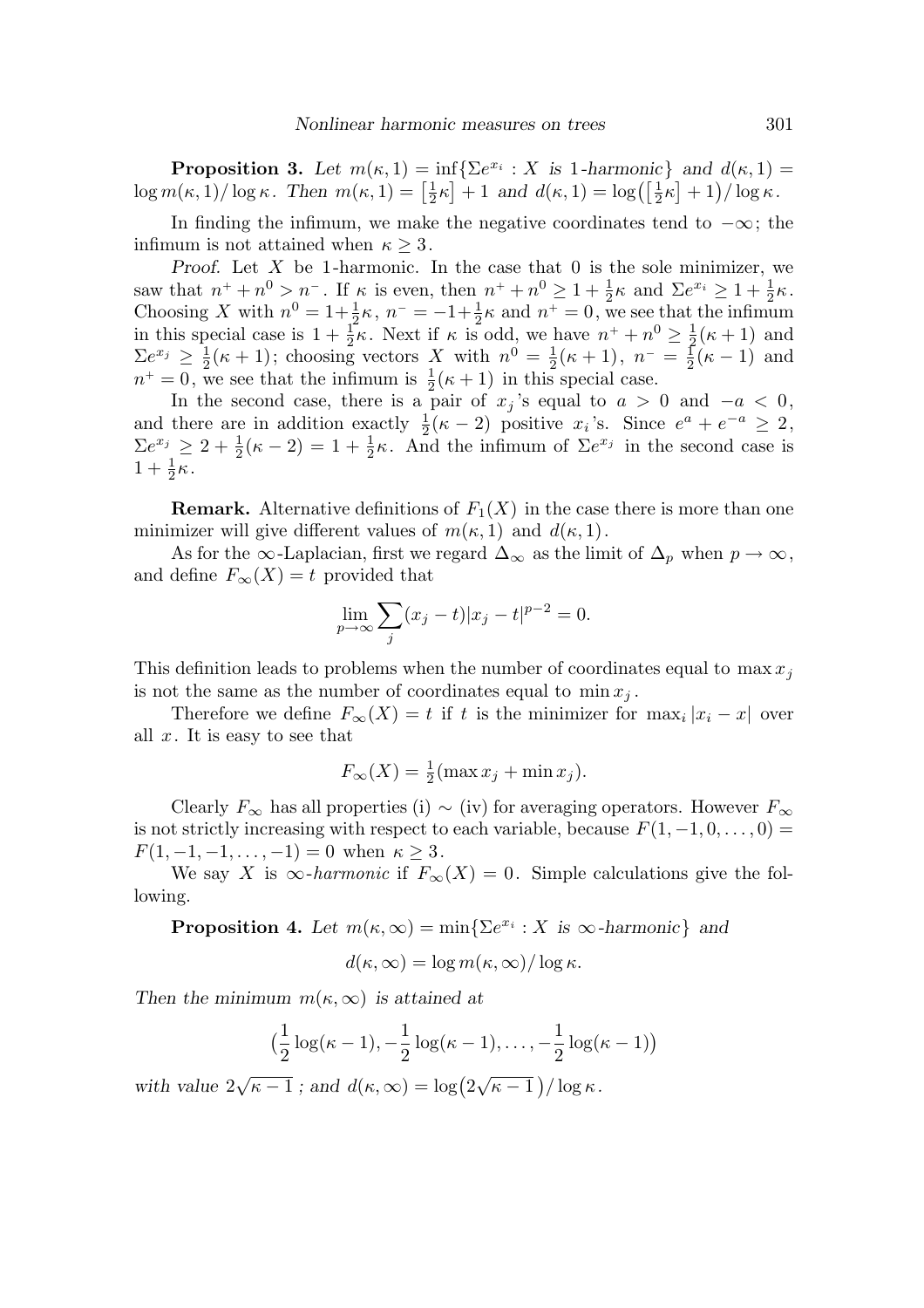**Proposition 3.** *Let $m(\kappa,1) = \inf\{\Sigma e^{x_i} : X$ is 1-harmonic$\}$ and $d(\kappa,1) = \log m(\kappa,1)/\log\kappa$. Then $m(\kappa,1) = \left[\frac{1}{2}\kappa\right] + 1$ and $d(\kappa,1) = \log\left(\left[\frac{1}{2}\kappa\right]+1\right)/\log\kappa$.*

In finding the infimum, we make the negative coordinates tend to $-\infty$; the infimum is not attained when $\kappa \ge 3$.

*Proof.* Let $X$ be 1-harmonic. In the case that 0 is the sole minimizer, we saw that $n^+ + n^0 > n^-$. If $\kappa$ is even, then $n^+ + n^0 \ge 1 + \frac{1}{2}\kappa$ and $\Sigma e^{x_i} \ge 1 + \frac{1}{2}\kappa$. Choosing $X$ with $n^0 = 1+\frac{1}{2}\kappa$, $n^- = -1+\frac{1}{2}\kappa$ and $n^+ = 0$, we see that the infimum in this special case is $1 + \frac{1}{2}\kappa$. Next if $\kappa$ is odd, we have $n^+ + n^0 \ge \frac{1}{2}(\kappa+1)$ and $\Sigma e^{x_j} \ge \frac{1}{2}(\kappa+1)$; choosing vectors $X$ with $n^0 = \frac{1}{2}(\kappa+1)$, $n^- = \frac{1}{2}(\kappa-1)$ and $n^+ = 0$, we see that the infimum is $\frac{1}{2}(\kappa+1)$ in this special case.

In the second case, there is a pair of $x_j$'s equal to $a > 0$ and $-a < 0$, and there are in addition exactly $\frac{1}{2}(\kappa-2)$ positive $x_i$'s. Since $e^a + e^{-a} \ge 2$, $\Sigma e^{x_j} \ge 2 + \frac{1}{2}(\kappa-2) = 1 + \frac{1}{2}\kappa$. And the infimum of $\Sigma e^{x_j}$ in the second case is $1 + \frac{1}{2}\kappa$.

**Remark.** Alternative definitions of $F_1(X)$ in the case there is more than one minimizer will give different values of $m(\kappa,1)$ and $d(\kappa,1)$.

As for the $\infty$-Laplacian, first we regard $\Delta_\infty$ as the limit of $\Delta_p$ when $p \to \infty$, and define $F_\infty(X) = t$ provided that

$$\lim_{p\to\infty} \sum_j (x_j - t)|x_j - t|^{p-2} = 0.$$

This definition leads to problems when the number of coordinates equal to $\max x_j$ is not the same as the number of coordinates equal to $\min x_j$.

Therefore we define $F_\infty(X) = t$ if $t$ is the minimizer for $\max_i |x_i - x|$ over all $x$. It is easy to see that

$$F_\infty(X) = \tfrac{1}{2}(\max x_j + \min x_j).$$

Clearly $F_\infty$ has all properties (i) $\sim$ (iv) for averaging operators. However $F_\infty$ is not strictly increasing with respect to each variable, because $F(1,-1,0,\dots,0) = F(1,-1,-1,\dots,-1) = 0$ when $\kappa \ge 3$.

We say $X$ is *$\infty$-harmonic* if $F_\infty(X) = 0$. Simple calculations give the following.

**Proposition 4.** *Let $m(\kappa,\infty) = \min\{\Sigma e^{x_i} : X$ is $\infty$-harmonic$\}$ and*

$$d(\kappa,\infty) = \log m(\kappa,\infty)/\log\kappa.$$

*Then the minimum $m(\kappa,\infty)$ is attained at*

$$\Big(\frac{1}{2}\log(\kappa-1), -\frac{1}{2}\log(\kappa-1), \dots, -\frac{1}{2}\log(\kappa-1)\Big)$$

*with value $2\sqrt{\kappa-1}$; and $d(\kappa,\infty) = \log\left(2\sqrt{\kappa-1}\right)/\log\kappa$.*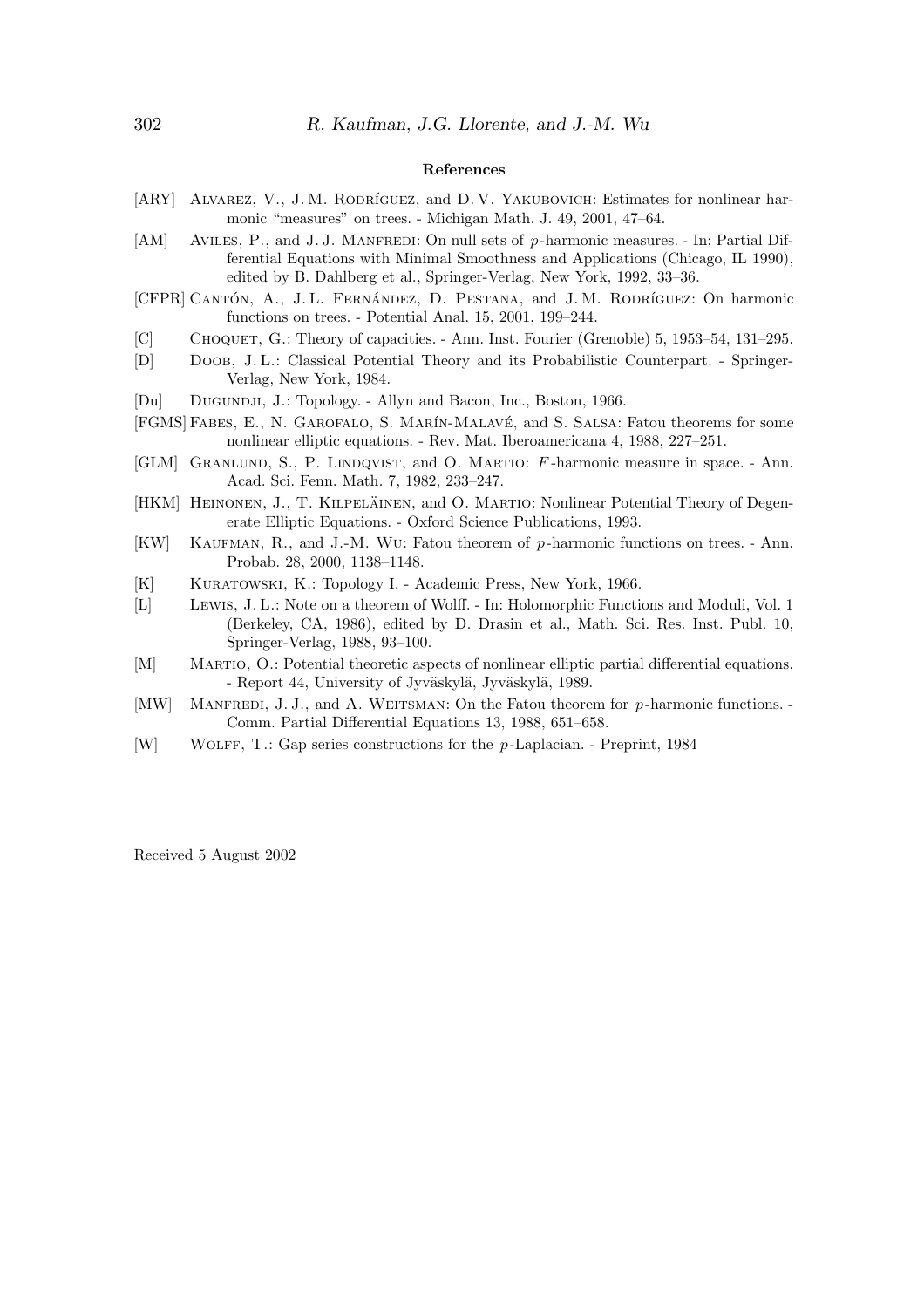## References

[ARY] Alvarez, V., J. M. Rodríguez, and D. V. Yakubovich: Estimates for nonlinear harmonic "measures" on trees. - Michigan Math. J. 49, 2001, 47–64.

[AM] Aviles, P., and J. J. Manfredi: On null sets of $p$-harmonic measures. - In: Partial Differential Equations with Minimal Smoothness and Applications (Chicago, IL 1990), edited by B. Dahlberg et al., Springer-Verlag, New York, 1992, 33–36.

[CFPR] Cantón, A., J. L. Fernández, D. Pestana, and J. M. Rodríguez: On harmonic functions on trees. - Potential Anal. 15, 2001, 199–244.

[C] Choquet, G.: Theory of capacities. - Ann. Inst. Fourier (Grenoble) 5, 1953–54, 131–295.

[D] Doob, J. L.: Classical Potential Theory and its Probabilistic Counterpart. - Springer-Verlag, New York, 1984.

[Du] Dugundji, J.: Topology. - Allyn and Bacon, Inc., Boston, 1966.

[FGMS] Fabes, E., N. Garofalo, S. Marín-Malavé, and S. Salsa: Fatou theorems for some nonlinear elliptic equations. - Rev. Mat. Iberoamericana 4, 1988, 227–251.

[GLM] Granlund, S., P. Lindqvist, and O. Martio: $F$-harmonic measure in space. - Ann. Acad. Sci. Fenn. Math. 7, 1982, 233–247.

[HKM] Heinonen, J., T. Kilpeläinen, and O. Martio: Nonlinear Potential Theory of Degenerate Elliptic Equations. - Oxford Science Publications, 1993.

[KW] Kaufman, R., and J.-M. Wu: Fatou theorem of $p$-harmonic functions on trees. - Ann. Probab. 28, 2000, 1138–1148.

[K] Kuratowski, K.: Topology I. - Academic Press, New York, 1966.

[L] Lewis, J. L.: Note on a theorem of Wolff. - In: Holomorphic Functions and Moduli, Vol. 1 (Berkeley, CA, 1986), edited by D. Drasin et al., Math. Sci. Res. Inst. Publ. 10, Springer-Verlag, 1988, 93–100.

[M] Martio, O.: Potential theoretic aspects of nonlinear elliptic partial differential equations. - Report 44, University of Jyväskylä, Jyväskylä, 1989.

[MW] Manfredi, J. J., and A. Weitsman: On the Fatou theorem for $p$-harmonic functions. - Comm. Partial Differential Equations 13, 1988, 651–658.

[W] Wolff, T.: Gap series constructions for the $p$-Laplacian. - Preprint, 1984

Received 5 August 2002